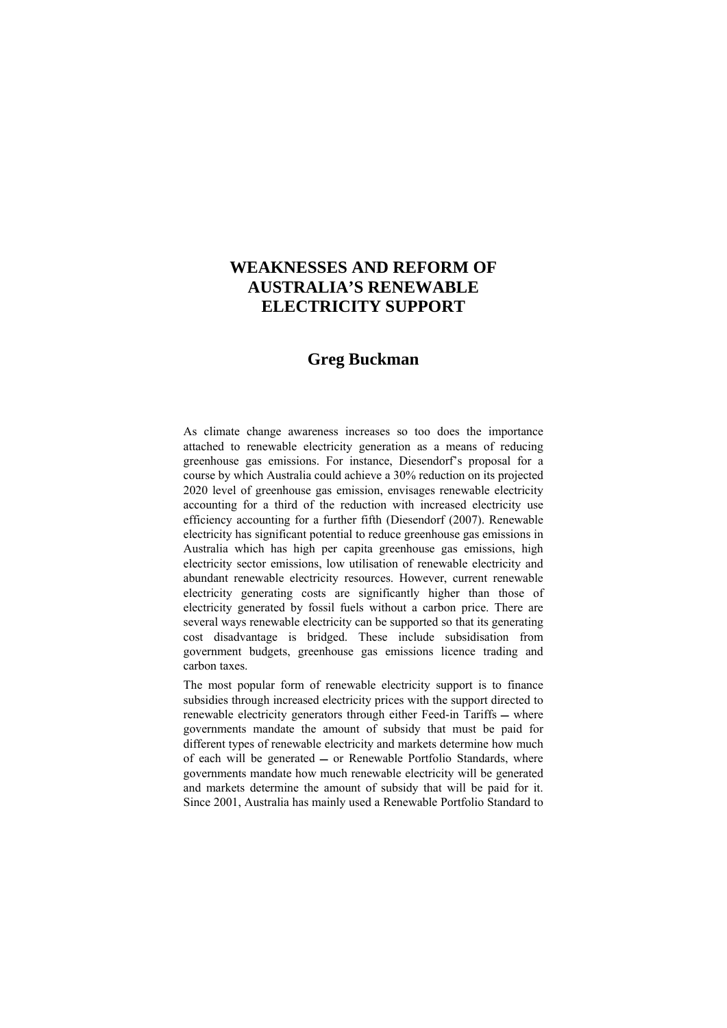# WEAKNESSES AND REFORM OF AUSTRALIA'S RENEWABLE ELECTRICITY SUPPORT

## Greg Buckman

As climate change awareness increases so too does the importance attached to renewable electricity generation as a means of reducing greenhouse gas emissions. For instance, Diesendorf's proposal for a course by which Australia could achieve a 30% reduction on its projected 2020 level of greenhouse gas emission, envisages renewable electricity accounting for a third of the reduction with increased electricity use efficiency accounting for a further fifth (Diesendorf (2007). Renewable electricity has significant potential to reduce greenhouse gas emissions in Australia which has high per capita greenhouse gas emissions, high electricity sector emissions, low utilisation of renewable electricity and abundant renewable electricity resources. However, current renewable electricity generating costs are significantly higher than those of electricity generated by fossil fuels without a carbon price. There are several ways renewable electricity can be supported so that its generating cost disadvantage is bridged. These include subsidisation from government budgets, greenhouse gas emissions licence trading and carbon taxes.

The most popular form of renewable electricity support is to finance subsidies through increased electricity prices with the support directed to renewable electricity generators through either Feed-in Tariffs — where governments mandate the amount of subsidy that must be paid for different types of renewable electricity and markets determine how much of each will be generated — or Renewable Portfolio Standards, where governments mandate how much renewable electricity will be generated and markets determine the amount of subsidy that will be paid for it. Since 2001, Australia has mainly used a Renewable Portfolio Standard to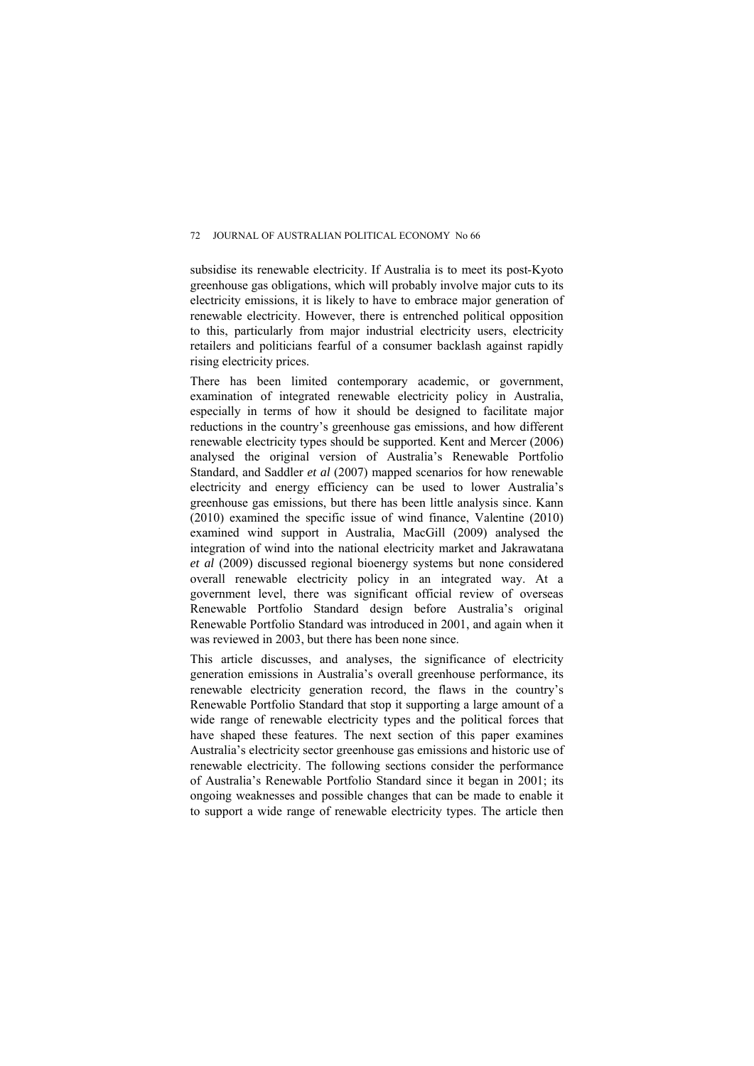subsidise its renewable electricity. If Australia is to meet its post-Kyoto greenhouse gas obligations, which will probably involve major cuts to its electricity emissions, it is likely to have to embrace major generation of renewable electricity. However, there is entrenched political opposition to this, particularly from major industrial electricity users, electricity retailers and politicians fearful of a consumer backlash against rapidly rising electricity prices.

There has been limited contemporary academic, or government, examination of integrated renewable electricity policy in Australia, especially in terms of how it should be designed to facilitate major reductions in the country's greenhouse gas emissions, and how different renewable electricity types should be supported. Kent and Mercer (2006) analysed the original version of Australia's Renewable Portfolio Standard, and Saddler *et al* (2007) mapped scenarios for how renewable electricity and energy efficiency can be used to lower Australia's greenhouse gas emissions, but there has been little analysis since. Kann (2010) examined the specific issue of wind finance, Valentine (2010) examined wind support in Australia, MacGill (2009) analysed the integration of wind into the national electricity market and Jakrawatana *et al* (2009) discussed regional bioenergy systems but none considered overall renewable electricity policy in an integrated way. At a government level, there was significant official review of overseas Renewable Portfolio Standard design before Australia's original Renewable Portfolio Standard was introduced in 2001, and again when it was reviewed in 2003, but there has been none since.

This article discusses, and analyses, the significance of electricity generation emissions in Australia's overall greenhouse performance, its renewable electricity generation record, the flaws in the country's Renewable Portfolio Standard that stop it supporting a large amount of a wide range of renewable electricity types and the political forces that have shaped these features. The next section of this paper examines Australia's electricity sector greenhouse gas emissions and historic use of renewable electricity. The following sections consider the performance of Australia's Renewable Portfolio Standard since it began in 2001; its ongoing weaknesses and possible changes that can be made to enable it to support a wide range of renewable electricity types. The article then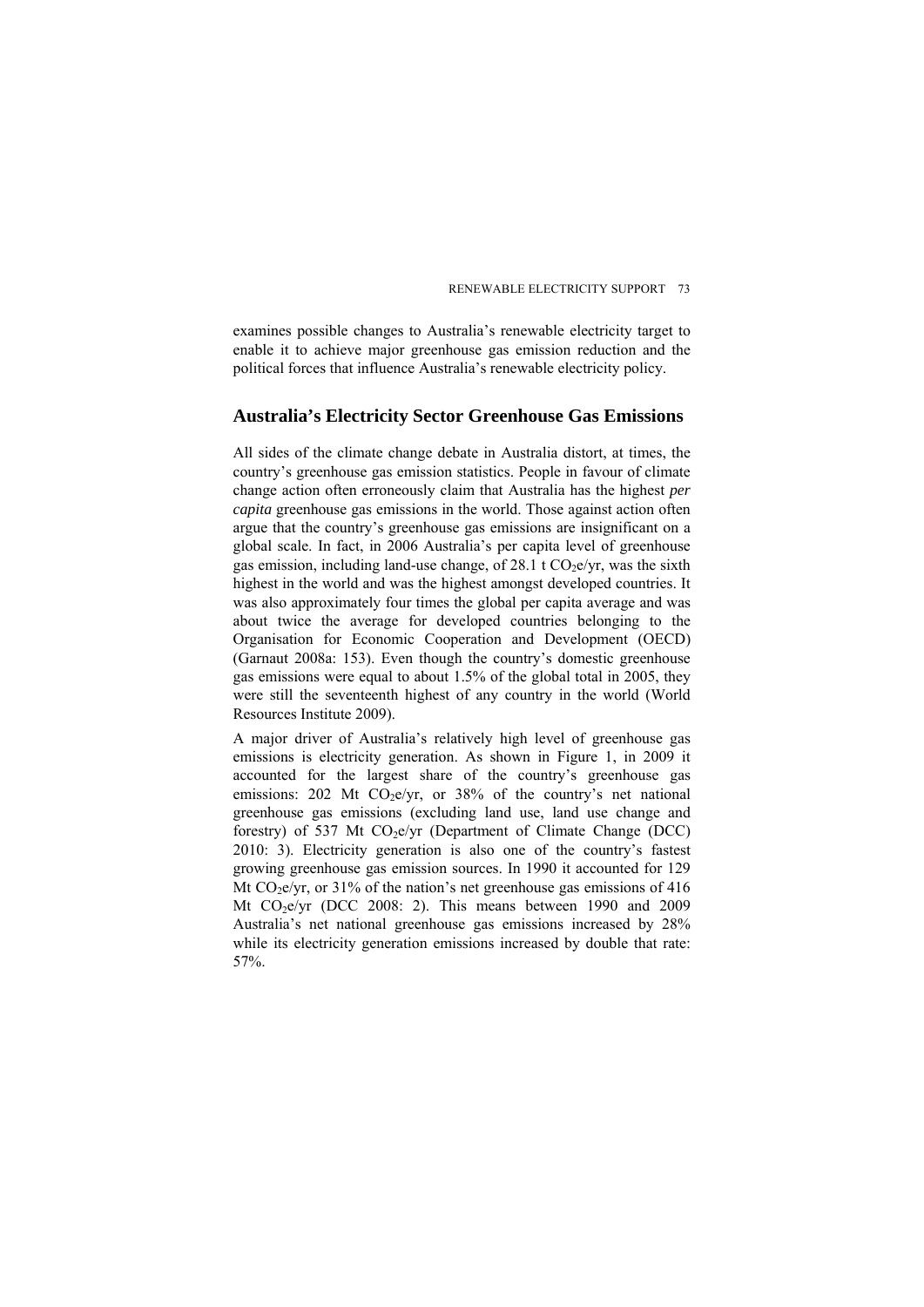examines possible changes to Australia's renewable electricity target to enable it to achieve major greenhouse gas emission reduction and the political forces that influence Australia's renewable electricity policy.

## Australia's Electricity Sector Greenhouse Gas Emissions

All sides of the climate change debate in Australia distort, at times, the country's greenhouse gas emission statistics. People in favour of climate change action often erroneously claim that Australia has the highest *per capita* greenhouse gas emissions in the world. Those against action often argue that the country's greenhouse gas emissions are insignificant on a global scale. In fact, in 2006 Australia's per capita level of greenhouse gas emission, including land-use change, of 28.1 t $CO_2$e/yr, was the sixth highest in the world and was the highest amongst developed countries. It was also approximately four times the global per capita average and was about twice the average for developed countries belonging to the Organisation for Economic Cooperation and Development (OECD) (Garnaut 2008a: 153). Even though the country's domestic greenhouse gas emissions were equal to about 1.5% of the global total in 2005, they were still the seventeenth highest of any country in the world (World Resources Institute 2009).

A major driver of Australia's relatively high level of greenhouse gas emissions is electricity generation. As shown in Figure 1, in 2009 it accounted for the largest share of the country's greenhouse gas emissions: 202 Mt $CO_2$e/yr, or 38% of the country's net national greenhouse gas emissions (excluding land use, land use change and forestry) of 537 Mt $CO_2$e/yr (Department of Climate Change (DCC) 2010: 3). Electricity generation is also one of the country's fastest growing greenhouse gas emission sources. In 1990 it accounted for 129 Mt $CO_2$e/yr, or 31% of the nation's net greenhouse gas emissions of 416 Mt $CO_2$e/yr (DCC 2008: 2). This means between 1990 and 2009 Australia's net national greenhouse gas emissions increased by 28% while its electricity generation emissions increased by double that rate: 57%.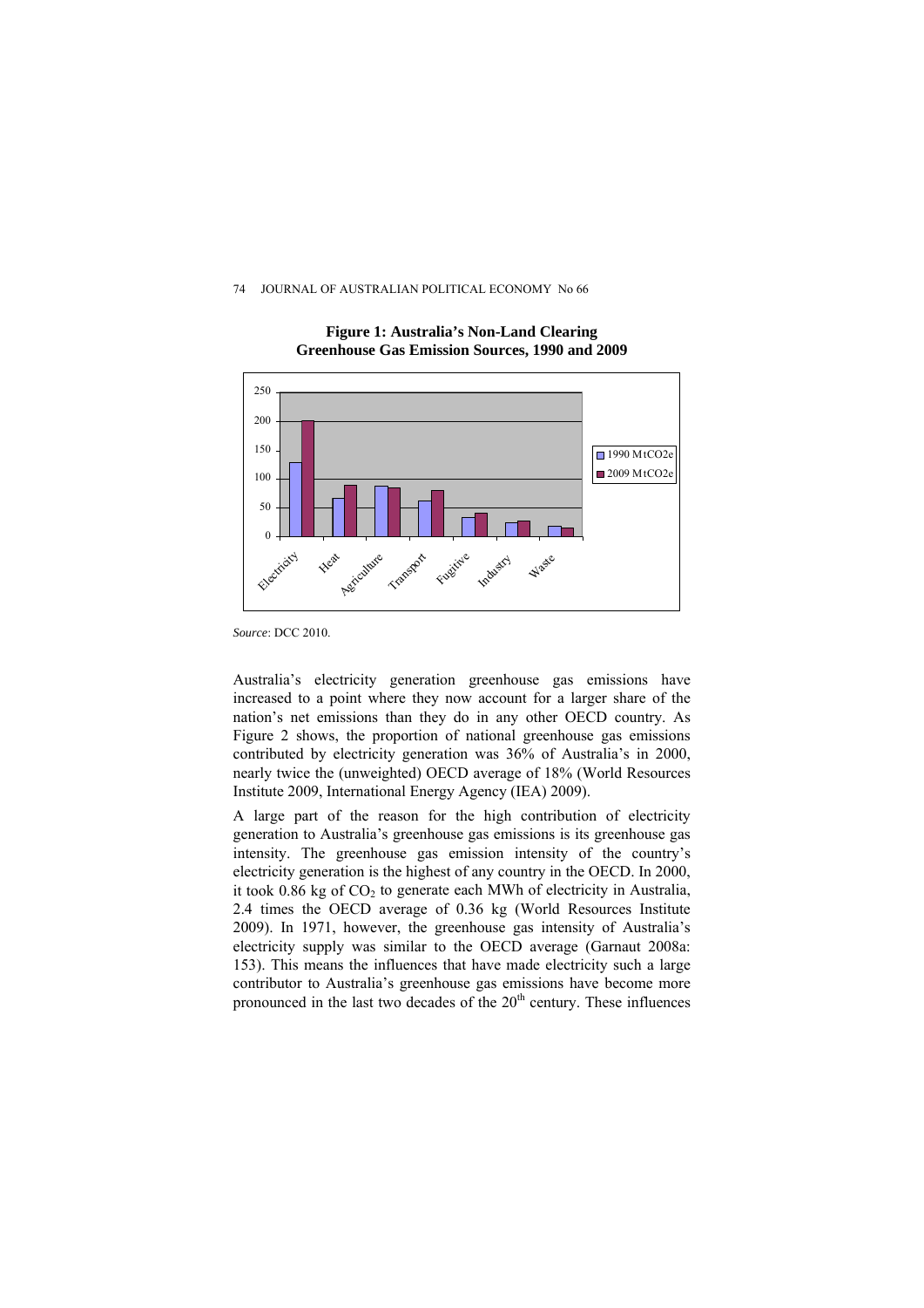**Figure 1: Australia's Non-Land Clearing Greenhouse Gas Emission Sources, 1990 and 2009**

*Source*: DCC 2010.

Australia's electricity generation greenhouse gas emissions have increased to a point where they now account for a larger share of the nation's net emissions than they do in any other OECD country. As Figure 2 shows, the proportion of national greenhouse gas emissions contributed by electricity generation was 36% of Australia's in 2000, nearly twice the (unweighted) OECD average of 18% (World Resources Institute 2009, International Energy Agency (IEA) 2009).

A large part of the reason for the high contribution of electricity generation to Australia's greenhouse gas emissions is its greenhouse gas intensity. The greenhouse gas emission intensity of the country's electricity generation is the highest of any country in the OECD. In 2000, it took 0.86 kg of $CO_2$ to generate each MWh of electricity in Australia, 2.4 times the OECD average of 0.36 kg (World Resources Institute 2009). In 1971, however, the greenhouse gas intensity of Australia's electricity supply was similar to the OECD average (Garnaut 2008a: 153). This means the influences that have made electricity such a large contributor to Australia's greenhouse gas emissions have become more pronounced in the last two decades of the 20th century. These influences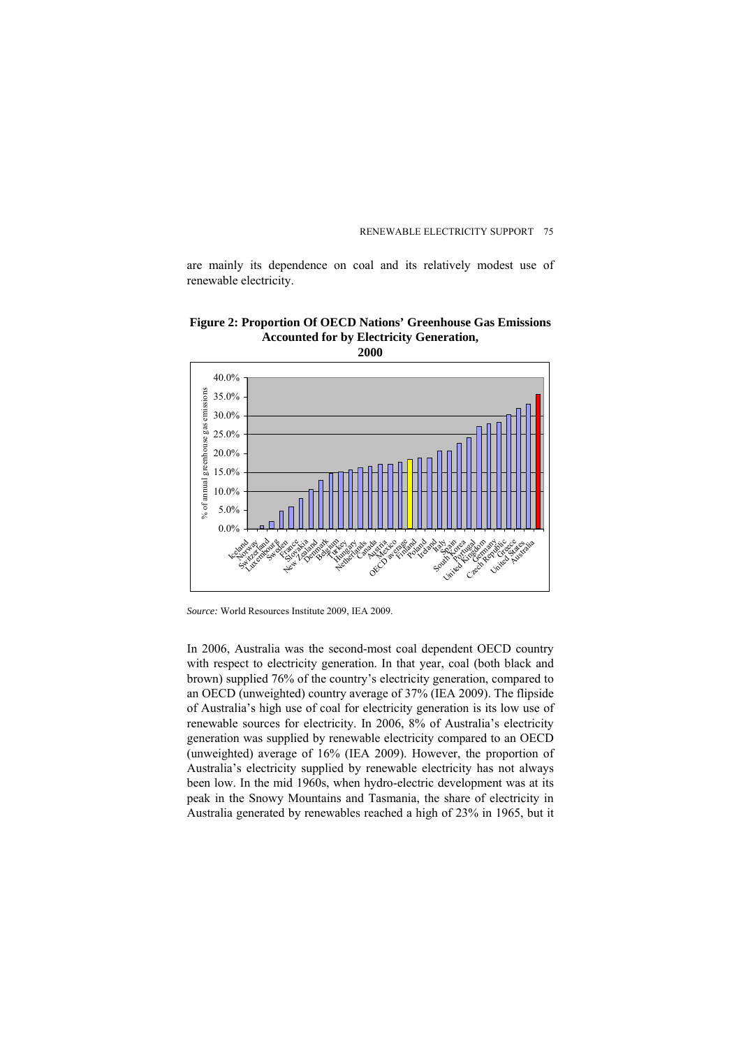are mainly its dependence on coal and its relatively modest use of renewable electricity.

**Figure 2: Proportion Of OECD Nations' Greenhouse Gas Emissions Accounted for by Electricity Generation, 2000**

*Source:* World Resources Institute 2009, IEA 2009.

In 2006, Australia was the second-most coal dependent OECD country with respect to electricity generation. In that year, coal (both black and brown) supplied 76% of the country's electricity generation, compared to an OECD (unweighted) country average of 37% (IEA 2009). The flipside of Australia's high use of coal for electricity generation is its low use of renewable sources for electricity. In 2006, 8% of Australia's electricity generation was supplied by renewable electricity compared to an OECD (unweighted) average of 16% (IEA 2009). However, the proportion of Australia's electricity supplied by renewable electricity has not always been low. In the mid 1960s, when hydro-electric development was at its peak in the Snowy Mountains and Tasmania, the share of electricity in Australia generated by renewables reached a high of 23% in 1965, but it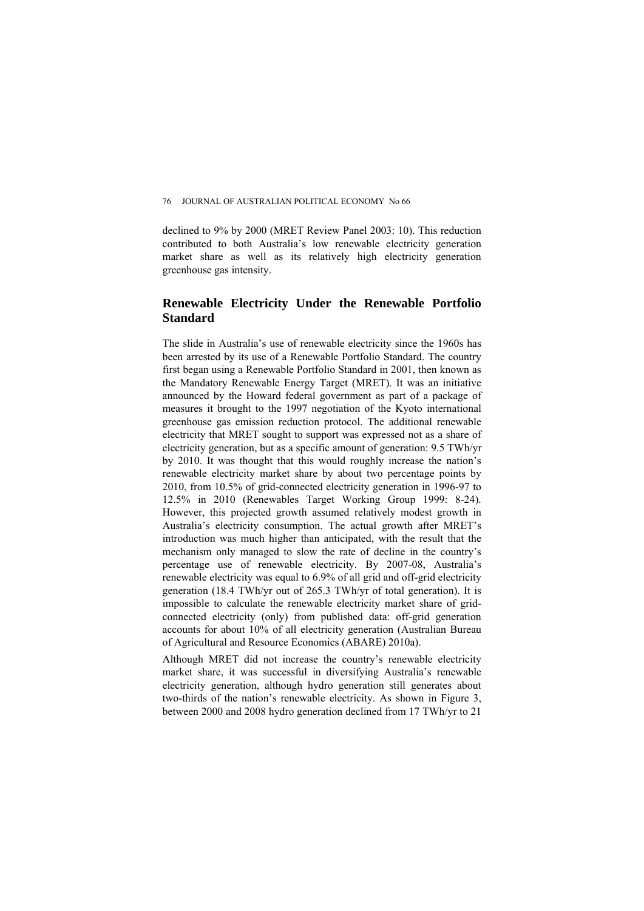declined to 9% by 2000 (MRET Review Panel 2003: 10). This reduction contributed to both Australia's low renewable electricity generation market share as well as its relatively high electricity generation greenhouse gas intensity.

## Renewable Electricity Under the Renewable Portfolio Standard

The slide in Australia's use of renewable electricity since the 1960s has been arrested by its use of a Renewable Portfolio Standard. The country first began using a Renewable Portfolio Standard in 2001, then known as the Mandatory Renewable Energy Target (MRET). It was an initiative announced by the Howard federal government as part of a package of measures it brought to the 1997 negotiation of the Kyoto international greenhouse gas emission reduction protocol. The additional renewable electricity that MRET sought to support was expressed not as a share of electricity generation, but as a specific amount of generation: 9.5 TWh/yr by 2010. It was thought that this would roughly increase the nation's renewable electricity market share by about two percentage points by 2010, from 10.5% of grid-connected electricity generation in 1996-97 to 12.5% in 2010 (Renewables Target Working Group 1999: 8-24). However, this projected growth assumed relatively modest growth in Australia's electricity consumption. The actual growth after MRET's introduction was much higher than anticipated, with the result that the mechanism only managed to slow the rate of decline in the country's percentage use of renewable electricity. By 2007-08, Australia's renewable electricity was equal to 6.9% of all grid and off-grid electricity generation (18.4 TWh/yr out of 265.3 TWh/yr of total generation). It is impossible to calculate the renewable electricity market share of grid-connected electricity (only) from published data: off-grid generation accounts for about 10% of all electricity generation (Australian Bureau of Agricultural and Resource Economics (ABARE) 2010a).

Although MRET did not increase the country's renewable electricity market share, it was successful in diversifying Australia's renewable electricity generation, although hydro generation still generates about two-thirds of the nation's renewable electricity. As shown in Figure 3, between 2000 and 2008 hydro generation declined from 17 TWh/yr to 21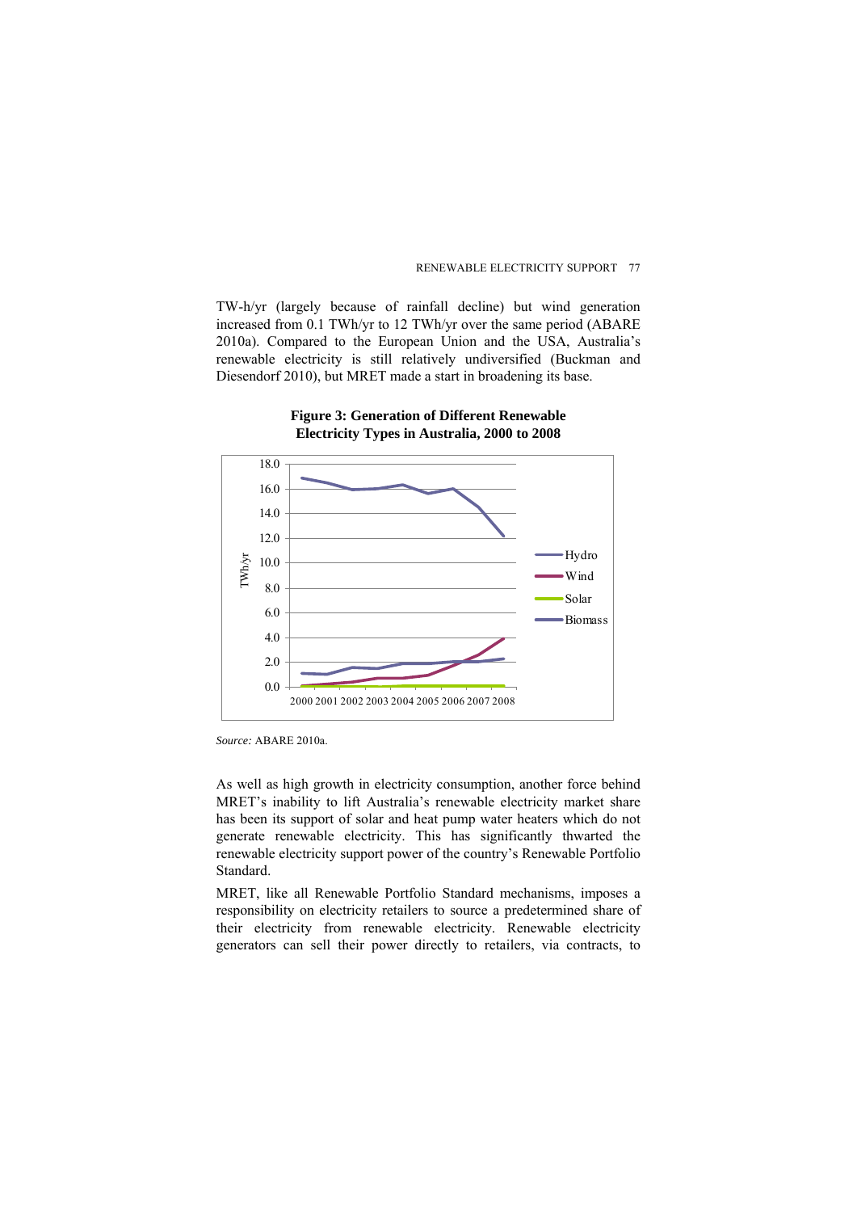TW-h/yr (largely because of rainfall decline) but wind generation increased from 0.1 TWh/yr to 12 TWh/yr over the same period (ABARE 2010a). Compared to the European Union and the USA, Australia's renewable electricity is still relatively undiversified (Buckman and Diesendorf 2010), but MRET made a start in broadening its base.

**Figure 3: Generation of Different Renewable Electricity Types in Australia, 2000 to 2008**

*Source:* ABARE 2010a.

As well as high growth in electricity consumption, another force behind MRET's inability to lift Australia's renewable electricity market share has been its support of solar and heat pump water heaters which do not generate renewable electricity. This has significantly thwarted the renewable electricity support power of the country's Renewable Portfolio Standard.

MRET, like all Renewable Portfolio Standard mechanisms, imposes a responsibility on electricity retailers to source a predetermined share of their electricity from renewable electricity. Renewable electricity generators can sell their power directly to retailers, via contracts, to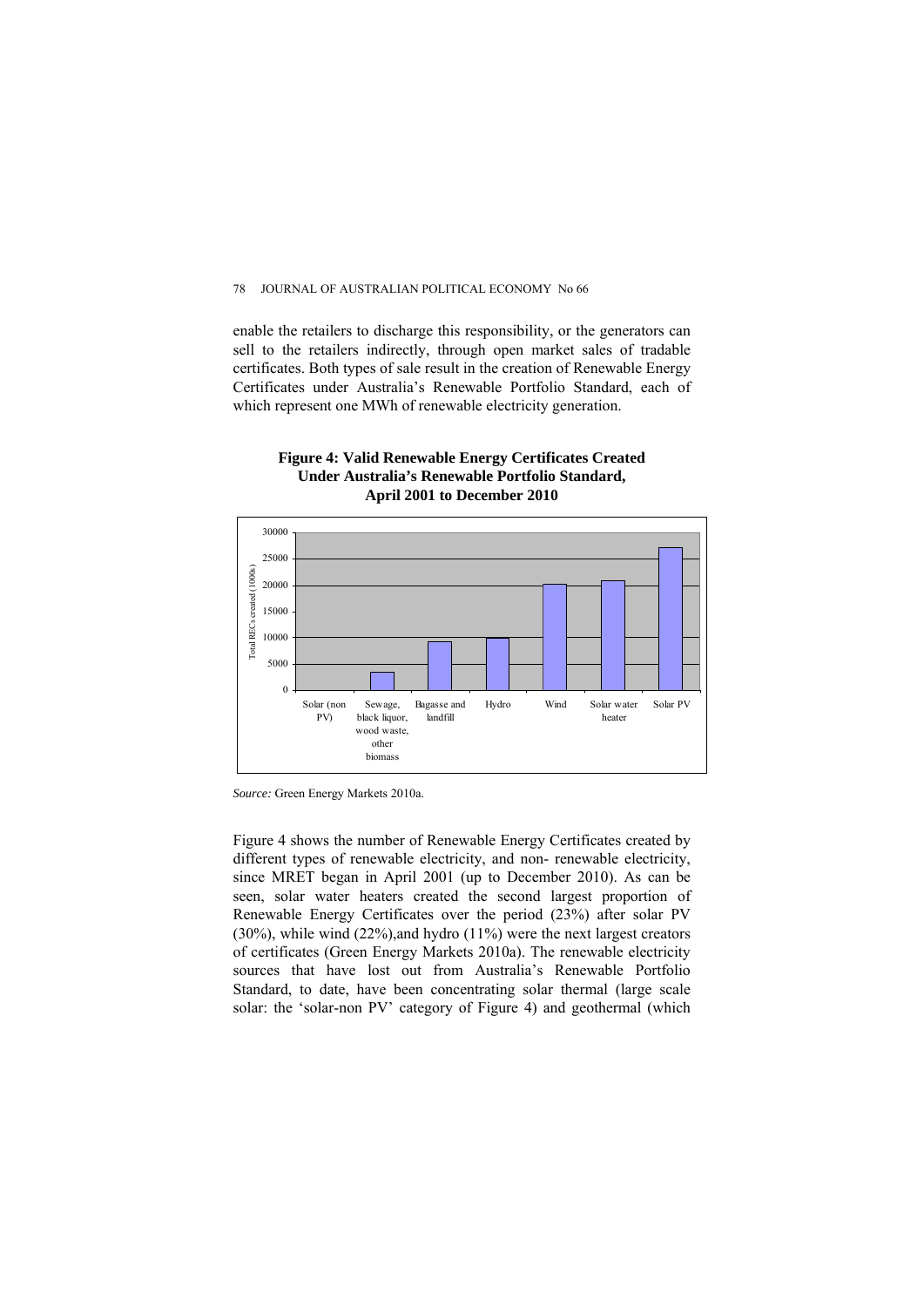enable the retailers to discharge this responsibility, or the generators can sell to the retailers indirectly, through open market sales of tradable certificates. Both types of sale result in the creation of Renewable Energy Certificates under Australia's Renewable Portfolio Standard, each of which represent one MWh of renewable electricity generation.

**Figure 4: Valid Renewable Energy Certificates Created Under Australia's Renewable Portfolio Standard, April 2001 to December 2010**

*Source:* Green Energy Markets 2010a.

Figure 4 shows the number of Renewable Energy Certificates created by different types of renewable electricity, and non- renewable electricity, since MRET began in April 2001 (up to December 2010). As can be seen, solar water heaters created the second largest proportion of Renewable Energy Certificates over the period (23%) after solar PV (30%), while wind (22%),and hydro (11%) were the next largest creators of certificates (Green Energy Markets 2010a). The renewable electricity sources that have lost out from Australia's Renewable Portfolio Standard, to date, have been concentrating solar thermal (large scale solar: the 'solar-non PV' category of Figure 4) and geothermal (which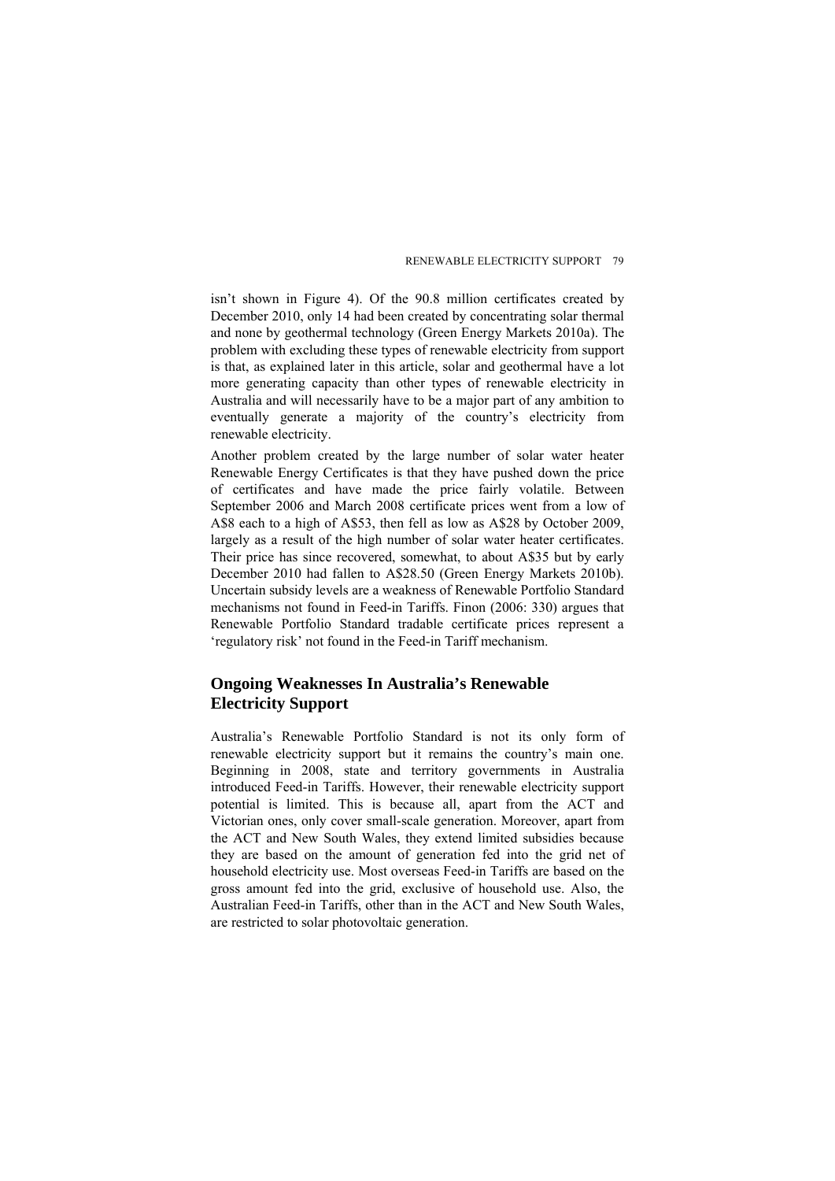isn't shown in Figure 4). Of the 90.8 million certificates created by December 2010, only 14 had been created by concentrating solar thermal and none by geothermal technology (Green Energy Markets 2010a). The problem with excluding these types of renewable electricity from support is that, as explained later in this article, solar and geothermal have a lot more generating capacity than other types of renewable electricity in Australia and will necessarily have to be a major part of any ambition to eventually generate a majority of the country's electricity from renewable electricity.

Another problem created by the large number of solar water heater Renewable Energy Certificates is that they have pushed down the price of certificates and have made the price fairly volatile. Between September 2006 and March 2008 certificate prices went from a low of A$8 each to a high of A$53, then fell as low as A$28 by October 2009, largely as a result of the high number of solar water heater certificates. Their price has since recovered, somewhat, to about A$35 but by early December 2010 had fallen to A$28.50 (Green Energy Markets 2010b). Uncertain subsidy levels are a weakness of Renewable Portfolio Standard mechanisms not found in Feed-in Tariffs. Finon (2006: 330) argues that Renewable Portfolio Standard tradable certificate prices represent a 'regulatory risk' not found in the Feed-in Tariff mechanism.

## Ongoing Weaknesses In Australia's Renewable Electricity Support

Australia's Renewable Portfolio Standard is not its only form of renewable electricity support but it remains the country's main one. Beginning in 2008, state and territory governments in Australia introduced Feed-in Tariffs. However, their renewable electricity support potential is limited. This is because all, apart from the ACT and Victorian ones, only cover small-scale generation. Moreover, apart from the ACT and New South Wales, they extend limited subsidies because they are based on the amount of generation fed into the grid net of household electricity use. Most overseas Feed-in Tariffs are based on the gross amount fed into the grid, exclusive of household use. Also, the Australian Feed-in Tariffs, other than in the ACT and New South Wales, are restricted to solar photovoltaic generation.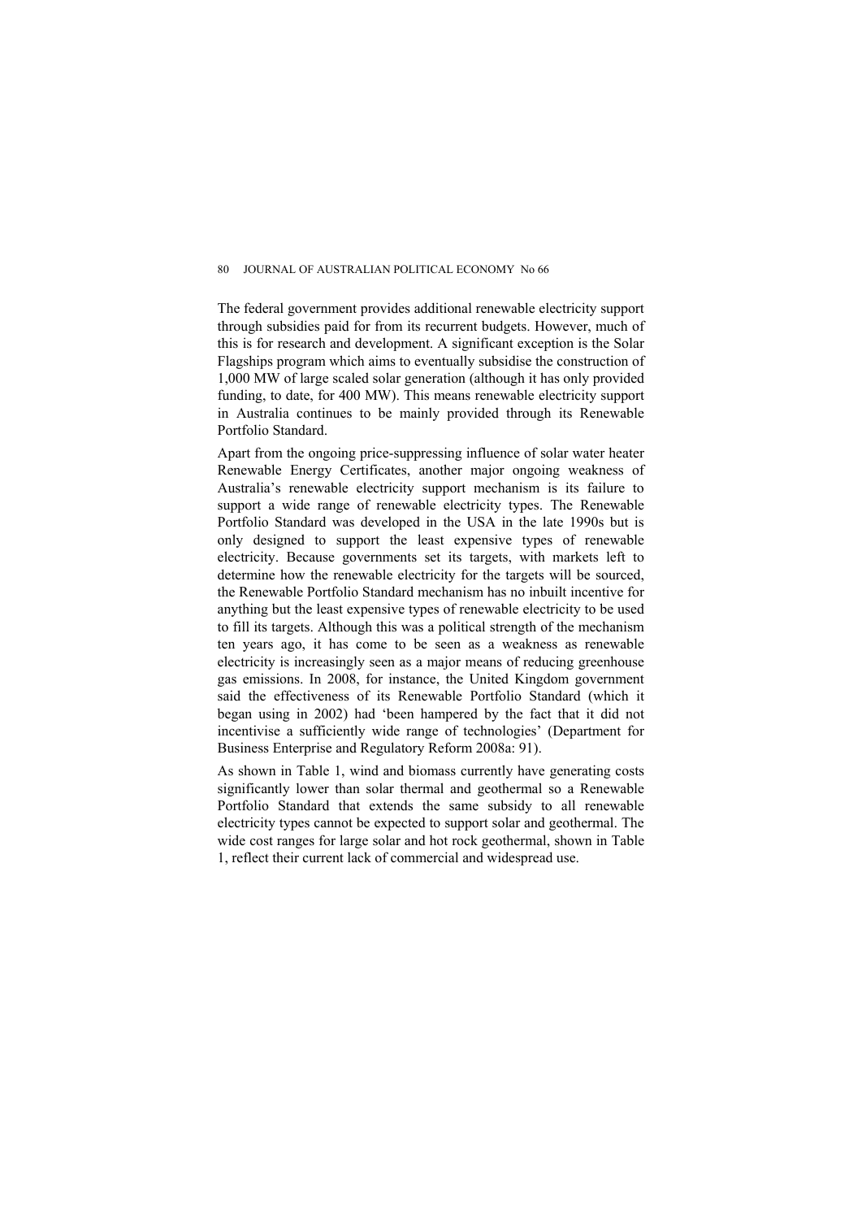The federal government provides additional renewable electricity support through subsidies paid for from its recurrent budgets. However, much of this is for research and development. A significant exception is the Solar Flagships program which aims to eventually subsidise the construction of 1,000 MW of large scaled solar generation (although it has only provided funding, to date, for 400 MW). This means renewable electricity support in Australia continues to be mainly provided through its Renewable Portfolio Standard.

Apart from the ongoing price-suppressing influence of solar water heater Renewable Energy Certificates, another major ongoing weakness of Australia's renewable electricity support mechanism is its failure to support a wide range of renewable electricity types. The Renewable Portfolio Standard was developed in the USA in the late 1990s but is only designed to support the least expensive types of renewable electricity. Because governments set its targets, with markets left to determine how the renewable electricity for the targets will be sourced, the Renewable Portfolio Standard mechanism has no inbuilt incentive for anything but the least expensive types of renewable electricity to be used to fill its targets. Although this was a political strength of the mechanism ten years ago, it has come to be seen as a weakness as renewable electricity is increasingly seen as a major means of reducing greenhouse gas emissions. In 2008, for instance, the United Kingdom government said the effectiveness of its Renewable Portfolio Standard (which it began using in 2002) had 'been hampered by the fact that it did not incentivise a sufficiently wide range of technologies' (Department for Business Enterprise and Regulatory Reform 2008a: 91).

As shown in Table 1, wind and biomass currently have generating costs significantly lower than solar thermal and geothermal so a Renewable Portfolio Standard that extends the same subsidy to all renewable electricity types cannot be expected to support solar and geothermal. The wide cost ranges for large solar and hot rock geothermal, shown in Table 1, reflect their current lack of commercial and widespread use.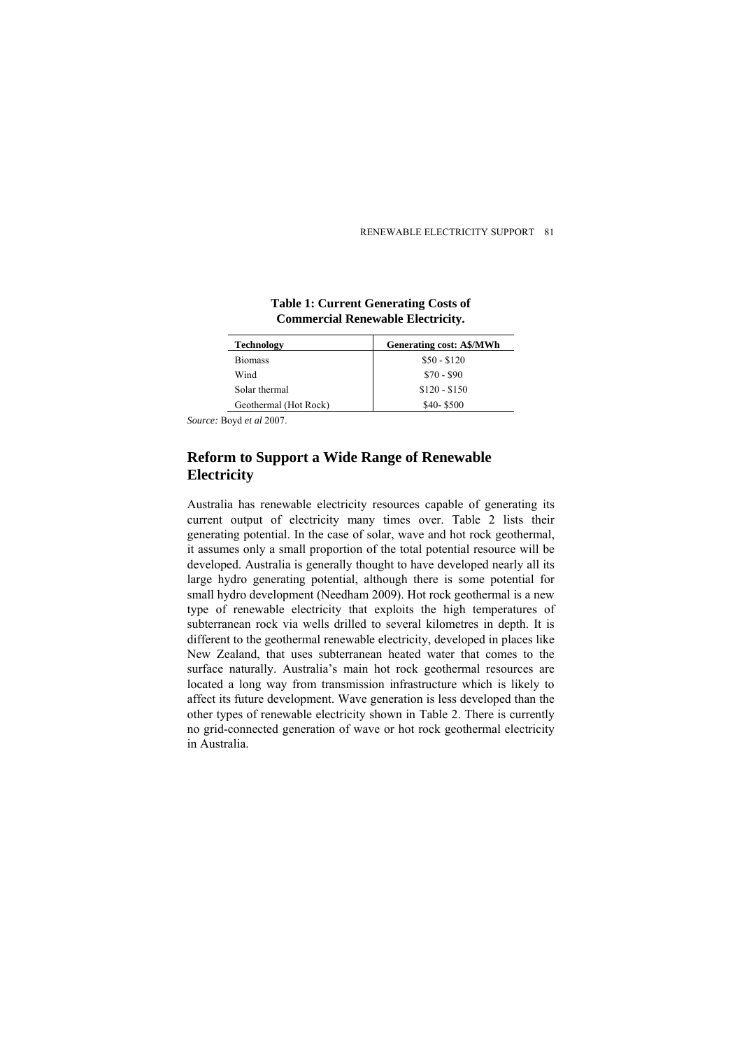**Table 1: Current Generating Costs of Commercial Renewable Electricity.**

| Technology | Generating cost: A$/MWh |
|---|---|
| Biomass | $50 - $120 |
| Wind | $70 - $90 |
| Solar thermal | $120 - $150 |
| Geothermal (Hot Rock) | $40- $500 |

*Source:* Boyd *et al* 2007.

## Reform to Support a Wide Range of Renewable Electricity

Australia has renewable electricity resources capable of generating its current output of electricity many times over. Table 2 lists their generating potential. In the case of solar, wave and hot rock geothermal, it assumes only a small proportion of the total potential resource will be developed. Australia is generally thought to have developed nearly all its large hydro generating potential, although there is some potential for small hydro development (Needham 2009). Hot rock geothermal is a new type of renewable electricity that exploits the high temperatures of subterranean rock via wells drilled to several kilometres in depth. It is different to the geothermal renewable electricity, developed in places like New Zealand, that uses subterranean heated water that comes to the surface naturally. Australia's main hot rock geothermal resources are located a long way from transmission infrastructure which is likely to affect its future development. Wave generation is less developed than the other types of renewable electricity shown in Table 2. There is currently no grid-connected generation of wave or hot rock geothermal electricity in Australia.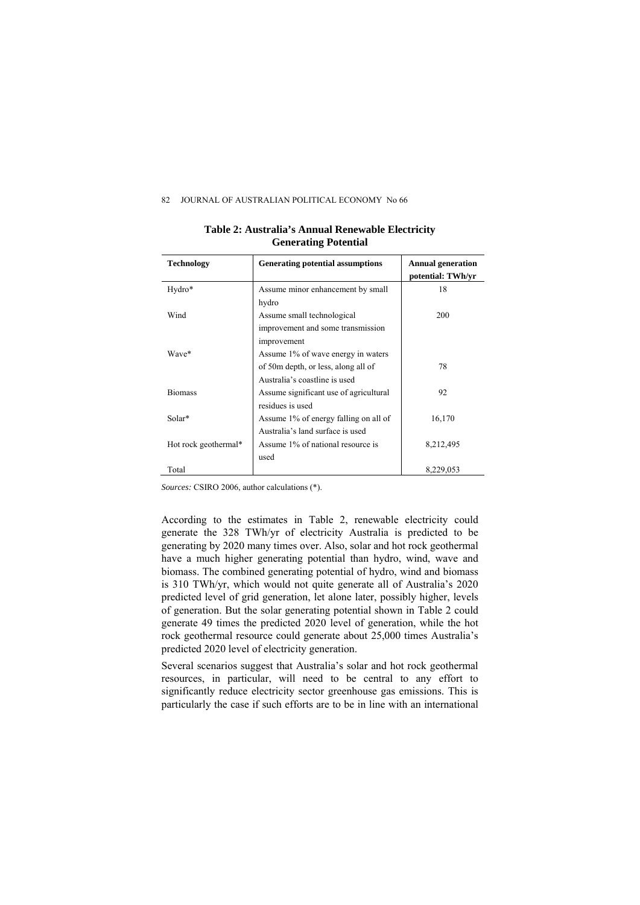**Table 2: Australia's Annual Renewable Electricity Generating Potential**

| Technology | Generating potential assumptions | Annual generation potential: TWh/yr |
|---|---|---|
| Hydro* | Assume minor enhancement by small hydro | 18 |
| Wind | Assume small technological improvement and some transmission improvement | 200 |
| Wave* | Assume 1% of wave energy in waters of 50m depth, or less, along all of Australia's coastline is used | 78 |
| Biomass | Assume significant use of agricultural residues is used | 92 |
| Solar* | Assume 1% of energy falling on all of Australia's land surface is used | 16,170 |
| Hot rock geothermal* | Assume 1% of national resource is used | 8,212,495 |
| Total | | 8,229,053 |

*Sources:* CSIRO 2006, author calculations (*).

According to the estimates in Table 2, renewable electricity could generate the 328 TWh/yr of electricity Australia is predicted to be generating by 2020 many times over. Also, solar and hot rock geothermal have a much higher generating potential than hydro, wind, wave and biomass. The combined generating potential of hydro, wind and biomass is 310 TWh/yr, which would not quite generate all of Australia's 2020 predicted level of grid generation, let alone later, possibly higher, levels of generation. But the solar generating potential shown in Table 2 could generate 49 times the predicted 2020 level of generation, while the hot rock geothermal resource could generate about 25,000 times Australia's predicted 2020 level of electricity generation.

Several scenarios suggest that Australia's solar and hot rock geothermal resources, in particular, will need to be central to any effort to significantly reduce electricity sector greenhouse gas emissions. This is particularly the case if such efforts are to be in line with an international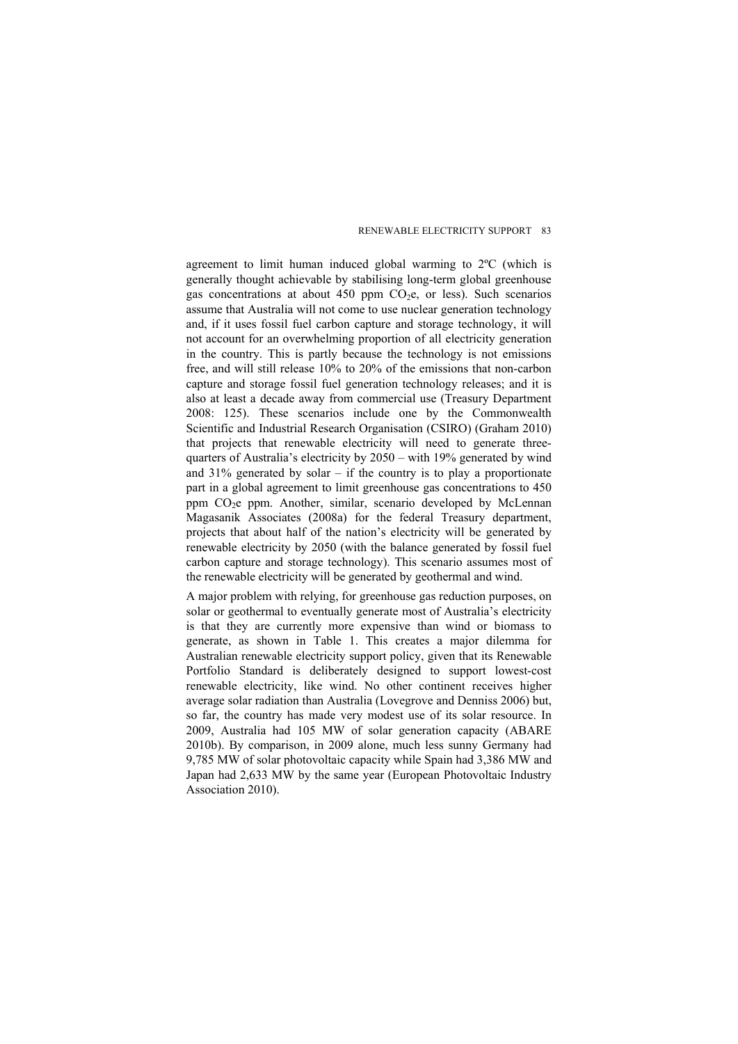agreement to limit human induced global warming to 2ºC (which is generally thought achievable by stabilising long-term global greenhouse gas concentrations at about 450 ppm $CO_2$e, or less). Such scenarios assume that Australia will not come to use nuclear generation technology and, if it uses fossil fuel carbon capture and storage technology, it will not account for an overwhelming proportion of all electricity generation in the country. This is partly because the technology is not emissions free, and will still release 10% to 20% of the emissions that non-carbon capture and storage fossil fuel generation technology releases; and it is also at least a decade away from commercial use (Treasury Department 2008: 125). These scenarios include one by the Commonwealth Scientific and Industrial Research Organisation (CSIRO) (Graham 2010) that projects that renewable electricity will need to generate three-quarters of Australia's electricity by 2050 – with 19% generated by wind and 31% generated by solar – if the country is to play a proportionate part in a global agreement to limit greenhouse gas concentrations to 450 ppm $CO_2$e ppm. Another, similar, scenario developed by McLennan Magasanik Associates (2008a) for the federal Treasury department, projects that about half of the nation's electricity will be generated by renewable electricity by 2050 (with the balance generated by fossil fuel carbon capture and storage technology). This scenario assumes most of the renewable electricity will be generated by geothermal and wind.

A major problem with relying, for greenhouse gas reduction purposes, on solar or geothermal to eventually generate most of Australia's electricity is that they are currently more expensive than wind or biomass to generate, as shown in Table 1. This creates a major dilemma for Australian renewable electricity support policy, given that its Renewable Portfolio Standard is deliberately designed to support lowest-cost renewable electricity, like wind. No other continent receives higher average solar radiation than Australia (Lovegrove and Denniss 2006) but, so far, the country has made very modest use of its solar resource. In 2009, Australia had 105 MW of solar generation capacity (ABARE 2010b). By comparison, in 2009 alone, much less sunny Germany had 9,785 MW of solar photovoltaic capacity while Spain had 3,386 MW and Japan had 2,633 MW by the same year (European Photovoltaic Industry Association 2010).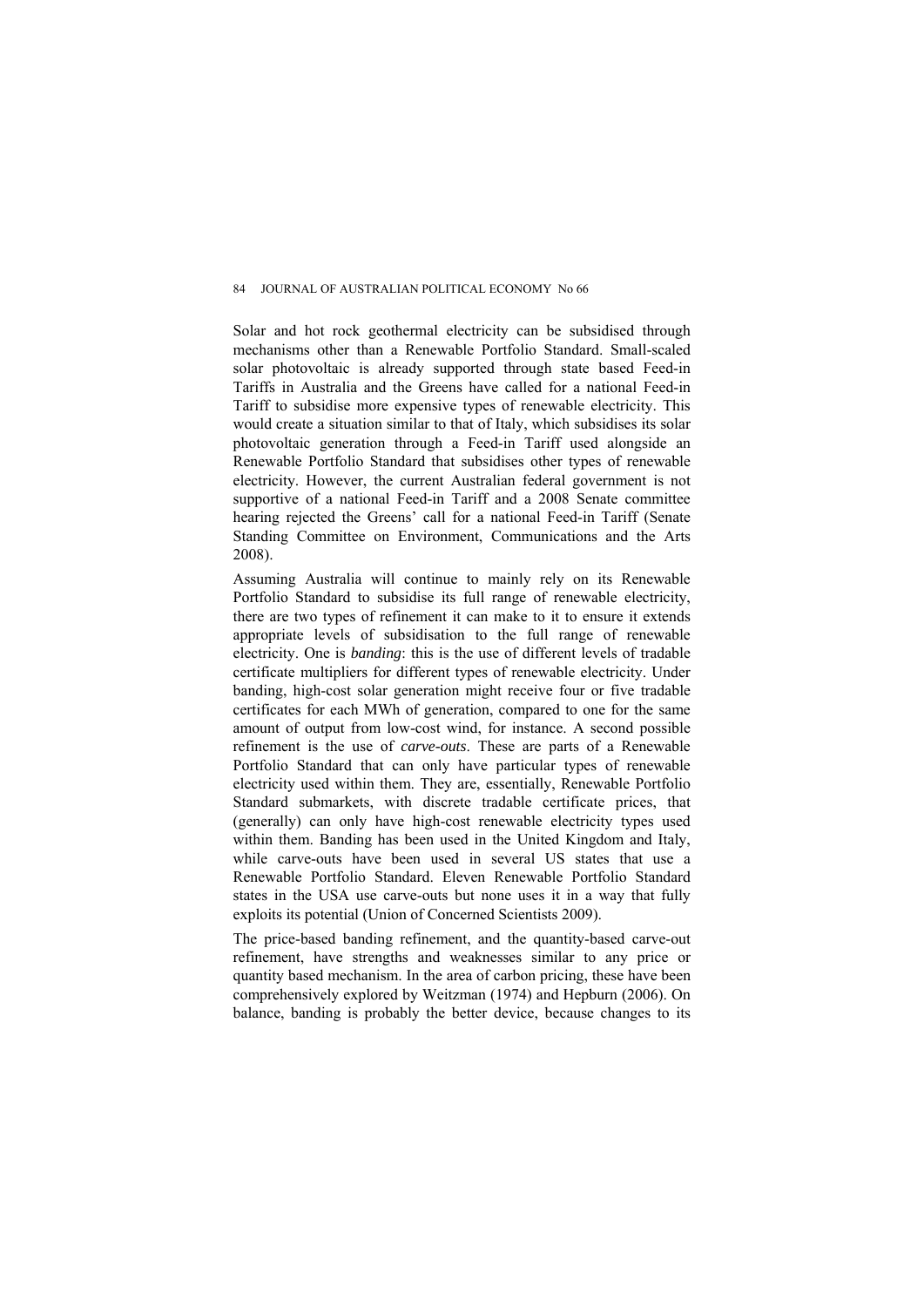Solar and hot rock geothermal electricity can be subsidised through mechanisms other than a Renewable Portfolio Standard. Small-scaled solar photovoltaic is already supported through state based Feed-in Tariffs in Australia and the Greens have called for a national Feed-in Tariff to subsidise more expensive types of renewable electricity. This would create a situation similar to that of Italy, which subsidises its solar photovoltaic generation through a Feed-in Tariff used alongside an Renewable Portfolio Standard that subsidises other types of renewable electricity. However, the current Australian federal government is not supportive of a national Feed-in Tariff and a 2008 Senate committee hearing rejected the Greens' call for a national Feed-in Tariff (Senate Standing Committee on Environment, Communications and the Arts 2008).

Assuming Australia will continue to mainly rely on its Renewable Portfolio Standard to subsidise its full range of renewable electricity, there are two types of refinement it can make to it to ensure it extends appropriate levels of subsidisation to the full range of renewable electricity. One is *banding*: this is the use of different levels of tradable certificate multipliers for different types of renewable electricity. Under banding, high-cost solar generation might receive four or five tradable certificates for each MWh of generation, compared to one for the same amount of output from low-cost wind, for instance. A second possible refinement is the use of *carve-outs*. These are parts of a Renewable Portfolio Standard that can only have particular types of renewable electricity used within them. They are, essentially, Renewable Portfolio Standard submarkets, with discrete tradable certificate prices, that (generally) can only have high-cost renewable electricity types used within them. Banding has been used in the United Kingdom and Italy, while carve-outs have been used in several US states that use a Renewable Portfolio Standard. Eleven Renewable Portfolio Standard states in the USA use carve-outs but none uses it in a way that fully exploits its potential (Union of Concerned Scientists 2009).

The price-based banding refinement, and the quantity-based carve-out refinement, have strengths and weaknesses similar to any price or quantity based mechanism. In the area of carbon pricing, these have been comprehensively explored by Weitzman (1974) and Hepburn (2006). On balance, banding is probably the better device, because changes to its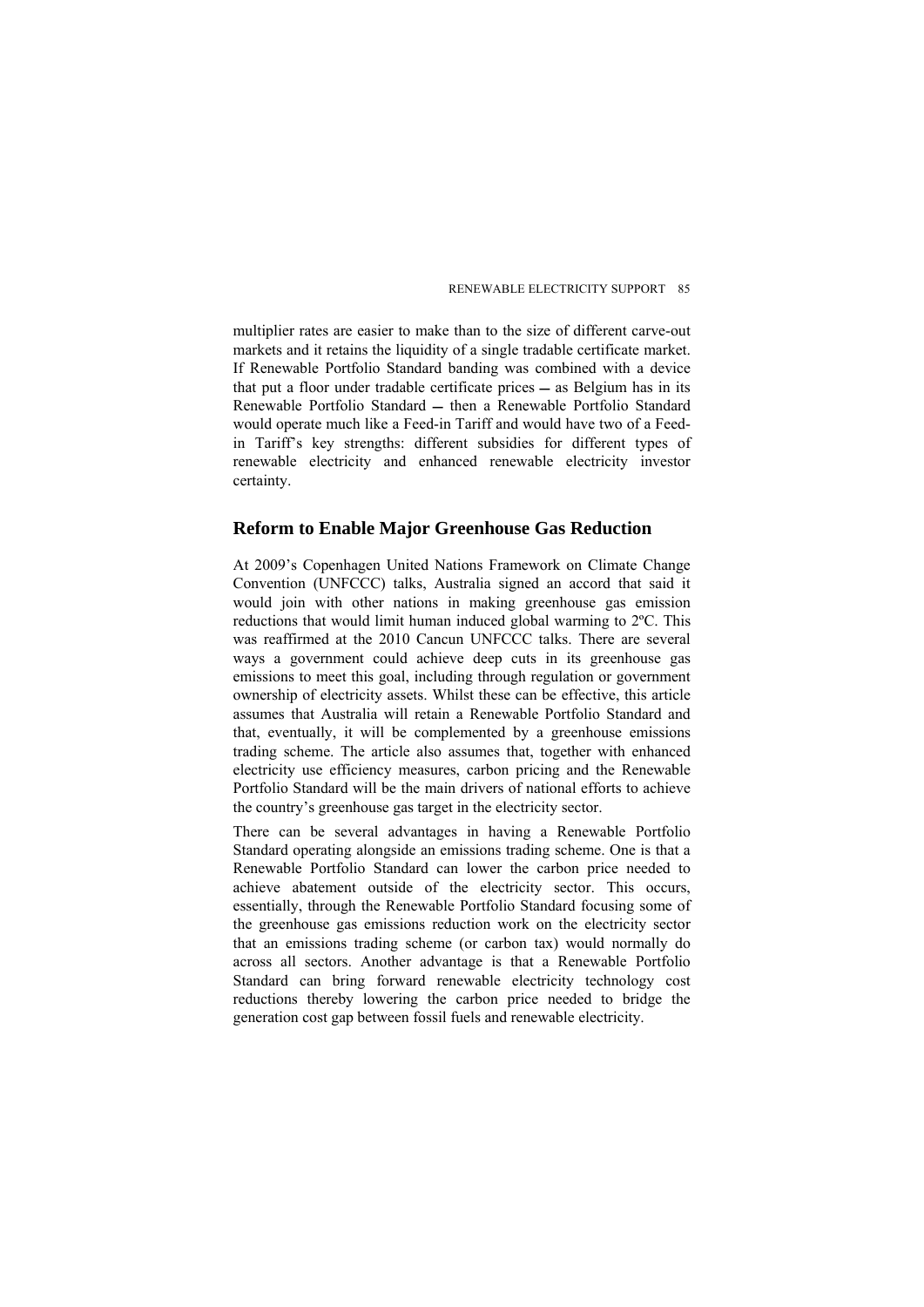multiplier rates are easier to make than to the size of different carve-out markets and it retains the liquidity of a single tradable certificate market. If Renewable Portfolio Standard banding was combined with a device that put a floor under tradable certificate prices — as Belgium has in its Renewable Portfolio Standard — then a Renewable Portfolio Standard would operate much like a Feed-in Tariff and would have two of a Feed-in Tariff's key strengths: different subsidies for different types of renewable electricity and enhanced renewable electricity investor certainty.

## Reform to Enable Major Greenhouse Gas Reduction

At 2009's Copenhagen United Nations Framework on Climate Change Convention (UNFCCC) talks, Australia signed an accord that said it would join with other nations in making greenhouse gas emission reductions that would limit human induced global warming to 2ºC. This was reaffirmed at the 2010 Cancun UNFCCC talks. There are several ways a government could achieve deep cuts in its greenhouse gas emissions to meet this goal, including through regulation or government ownership of electricity assets. Whilst these can be effective, this article assumes that Australia will retain a Renewable Portfolio Standard and that, eventually, it will be complemented by a greenhouse emissions trading scheme. The article also assumes that, together with enhanced electricity use efficiency measures, carbon pricing and the Renewable Portfolio Standard will be the main drivers of national efforts to achieve the country's greenhouse gas target in the electricity sector.

There can be several advantages in having a Renewable Portfolio Standard operating alongside an emissions trading scheme. One is that a Renewable Portfolio Standard can lower the carbon price needed to achieve abatement outside of the electricity sector. This occurs, essentially, through the Renewable Portfolio Standard focusing some of the greenhouse gas emissions reduction work on the electricity sector that an emissions trading scheme (or carbon tax) would normally do across all sectors. Another advantage is that a Renewable Portfolio Standard can bring forward renewable electricity technology cost reductions thereby lowering the carbon price needed to bridge the generation cost gap between fossil fuels and renewable electricity.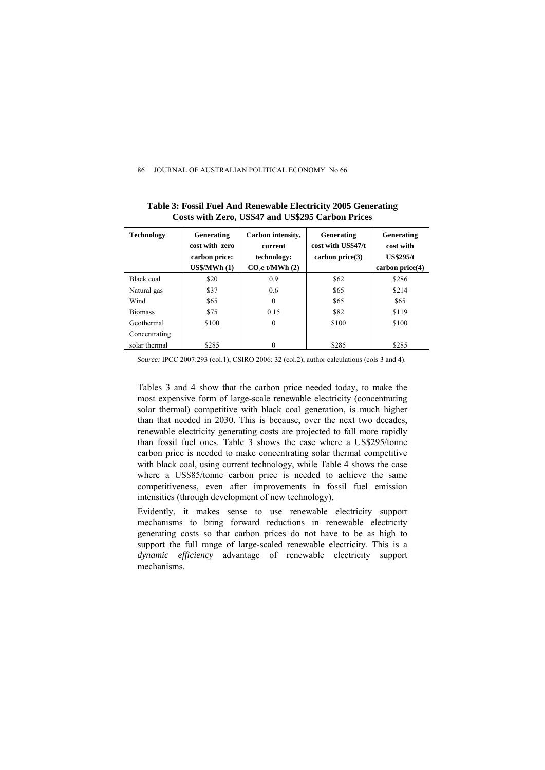**Table 3: Fossil Fuel And Renewable Electricity 2005 Generating Costs with Zero, US$47 and US$295 Carbon Prices**

| Technology | Generating cost with zero carbon price: US$/MWh (1) | Carbon intensity, current technology: $CO_2$e t/MWh (2) | Generating cost with US$47/t carbon price(3) | Generating cost with US$295/t carbon price(4) |
|---|---|---|---|---|
| Black coal | $20 | 0.9 | $62 | $286 |
| Natural gas | $37 | 0.6 | $65 | $214 |
| Wind | $65 | 0 | $65 | $65 |
| Biomass | $75 | 0.15 | $82 | $119 |
| Geothermal | $100 | 0 | $100 | $100 |
| Concentrating solar thermal | $285 | 0 | $285 | $285 |

*Source:* IPCC 2007:293 (col.1), CSIRO 2006: 32 (col.2), author calculations (cols 3 and 4).

Tables 3 and 4 show that the carbon price needed today, to make the most expensive form of large-scale renewable electricity (concentrating solar thermal) competitive with black coal generation, is much higher than that needed in 2030. This is because, over the next two decades, renewable electricity generating costs are projected to fall more rapidly than fossil fuel ones. Table 3 shows the case where a US$295/tonne carbon price is needed to make concentrating solar thermal competitive with black coal, using current technology, while Table 4 shows the case where a US$85/tonne carbon price is needed to achieve the same competitiveness, even after improvements in fossil fuel emission intensities (through development of new technology).

Evidently, it makes sense to use renewable electricity support mechanisms to bring forward reductions in renewable electricity generating costs so that carbon prices do not have to be as high to support the full range of large-scaled renewable electricity. This is a *dynamic efficiency* advantage of renewable electricity support mechanisms.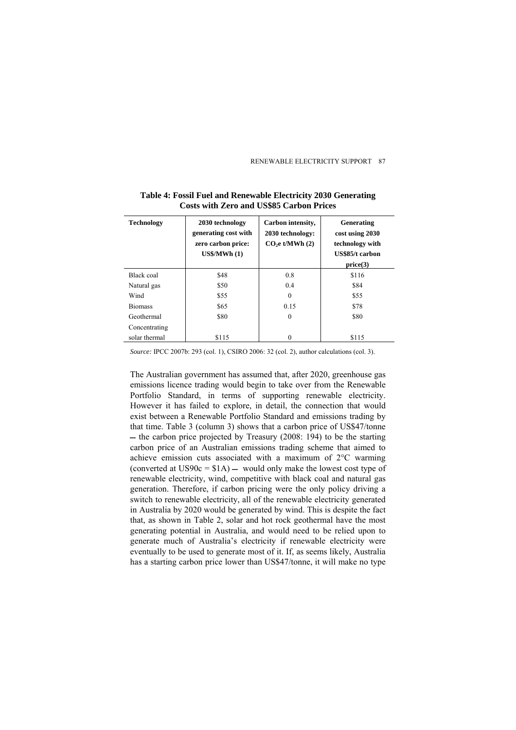**Table 4: Fossil Fuel and Renewable Electricity 2030 Generating Costs with Zero and US$85 Carbon Prices**

| Technology | 2030 technology generating cost with zero carbon price: US$/MWh (1) | Carbon intensity, 2030 technology: $CO_2$e t/MWh (2) | Generating cost using 2030 technology with US$85/t carbon price(3) |
|---|---|---|---|
| Black coal | $48 | 0.8 | $116 |
| Natural gas | $50 | 0.4 | $84 |
| Wind | $55 | 0 | $55 |
| Biomass | $65 | 0.15 | $78 |
| Geothermal | $80 | 0 | $80 |
| Concentrating solar thermal | $115 | 0 | $115 |

*Source:* IPCC 2007b: 293 (col. 1), CSIRO 2006: 32 (col. 2), author calculations (col. 3).

The Australian government has assumed that, after 2020, greenhouse gas emissions licence trading would begin to take over from the Renewable Portfolio Standard, in terms of supporting renewable electricity. However it has failed to explore, in detail, the connection that would exist between a Renewable Portfolio Standard and emissions trading by that time. Table 3 (column 3) shows that a carbon price of US$47/tonne — the carbon price projected by Treasury (2008: 194) to be the starting carbon price of an Australian emissions trading scheme that aimed to achieve emission cuts associated with a maximum of 2°C warming (converted at US90c = $1A) — would only make the lowest cost type of renewable electricity, wind, competitive with black coal and natural gas generation. Therefore, if carbon pricing were the only policy driving a switch to renewable electricity, all of the renewable electricity generated in Australia by 2020 would be generated by wind. This is despite the fact that, as shown in Table 2, solar and hot rock geothermal have the most generating potential in Australia, and would need to be relied upon to generate much of Australia's electricity if renewable electricity were eventually to be used to generate most of it. If, as seems likely, Australia has a starting carbon price lower than US$47/tonne, it will make no type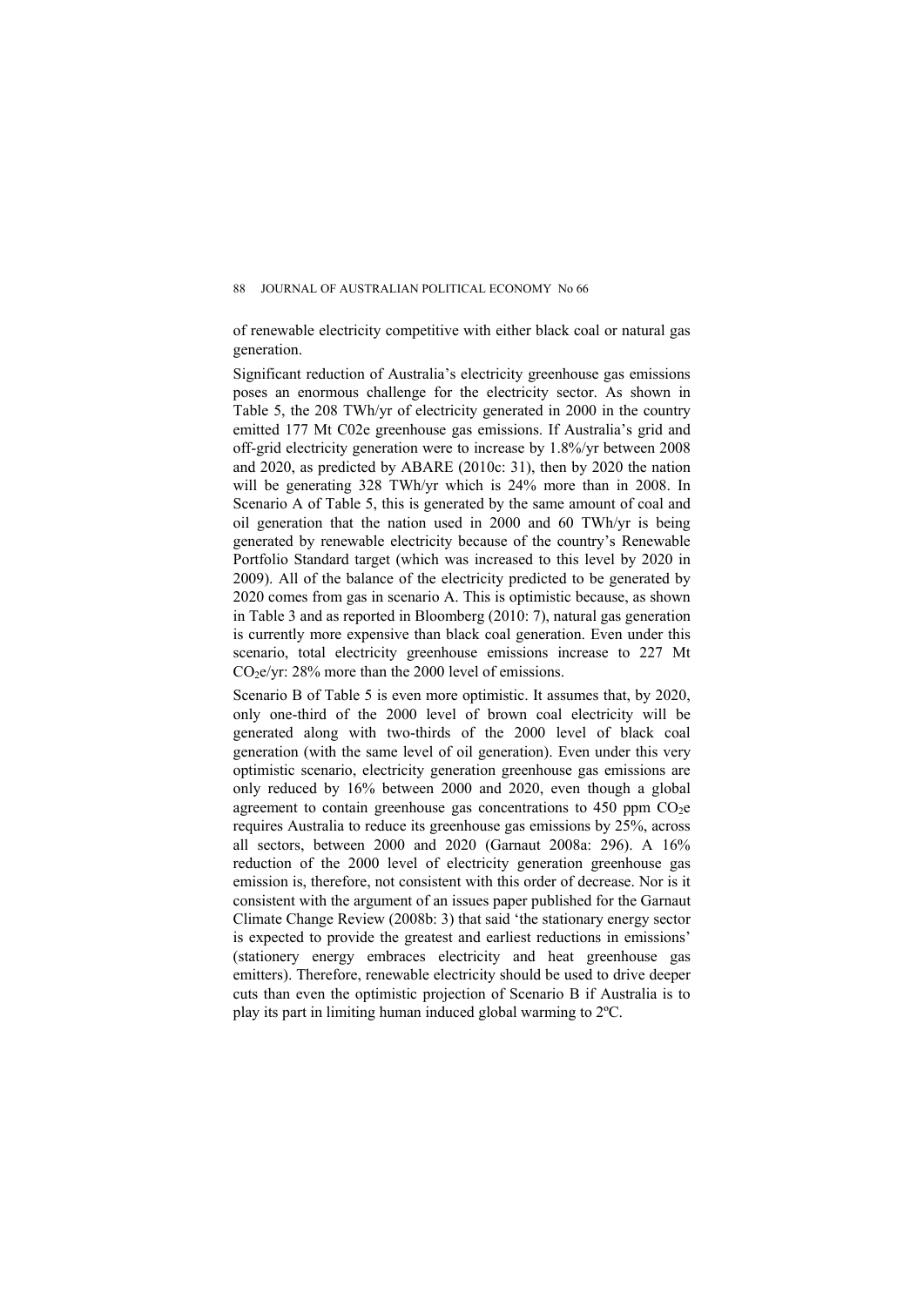of renewable electricity competitive with either black coal or natural gas generation.

Significant reduction of Australia's electricity greenhouse gas emissions poses an enormous challenge for the electricity sector. As shown in Table 5, the 208 TWh/yr of electricity generated in 2000 in the country emitted 177 Mt C02e greenhouse gas emissions. If Australia's grid and off-grid electricity generation were to increase by 1.8%/yr between 2008 and 2020, as predicted by ABARE (2010c: 31), then by 2020 the nation will be generating 328 TWh/yr which is 24% more than in 2008. In Scenario A of Table 5, this is generated by the same amount of coal and oil generation that the nation used in 2000 and 60 TWh/yr is being generated by renewable electricity because of the country's Renewable Portfolio Standard target (which was increased to this level by 2020 in 2009). All of the balance of the electricity predicted to be generated by 2020 comes from gas in scenario A. This is optimistic because, as shown in Table 3 and as reported in Bloomberg (2010: 7), natural gas generation is currently more expensive than black coal generation. Even under this scenario, total electricity greenhouse emissions increase to 227 Mt $CO_2$e/yr: 28% more than the 2000 level of emissions.

Scenario B of Table 5 is even more optimistic. It assumes that, by 2020, only one-third of the 2000 level of brown coal electricity will be generated along with two-thirds of the 2000 level of black coal generation (with the same level of oil generation). Even under this very optimistic scenario, electricity generation greenhouse gas emissions are only reduced by 16% between 2000 and 2020, even though a global agreement to contain greenhouse gas concentrations to 450 ppm $CO_2$e requires Australia to reduce its greenhouse gas emissions by 25%, across all sectors, between 2000 and 2020 (Garnaut 2008a: 296). A 16% reduction of the 2000 level of electricity generation greenhouse gas emission is, therefore, not consistent with this order of decrease. Nor is it consistent with the argument of an issues paper published for the Garnaut Climate Change Review (2008b: 3) that said 'the stationary energy sector is expected to provide the greatest and earliest reductions in emissions' (stationery energy embraces electricity and heat greenhouse gas emitters). Therefore, renewable electricity should be used to drive deeper cuts than even the optimistic projection of Scenario B if Australia is to play its part in limiting human induced global warming to 2ºC.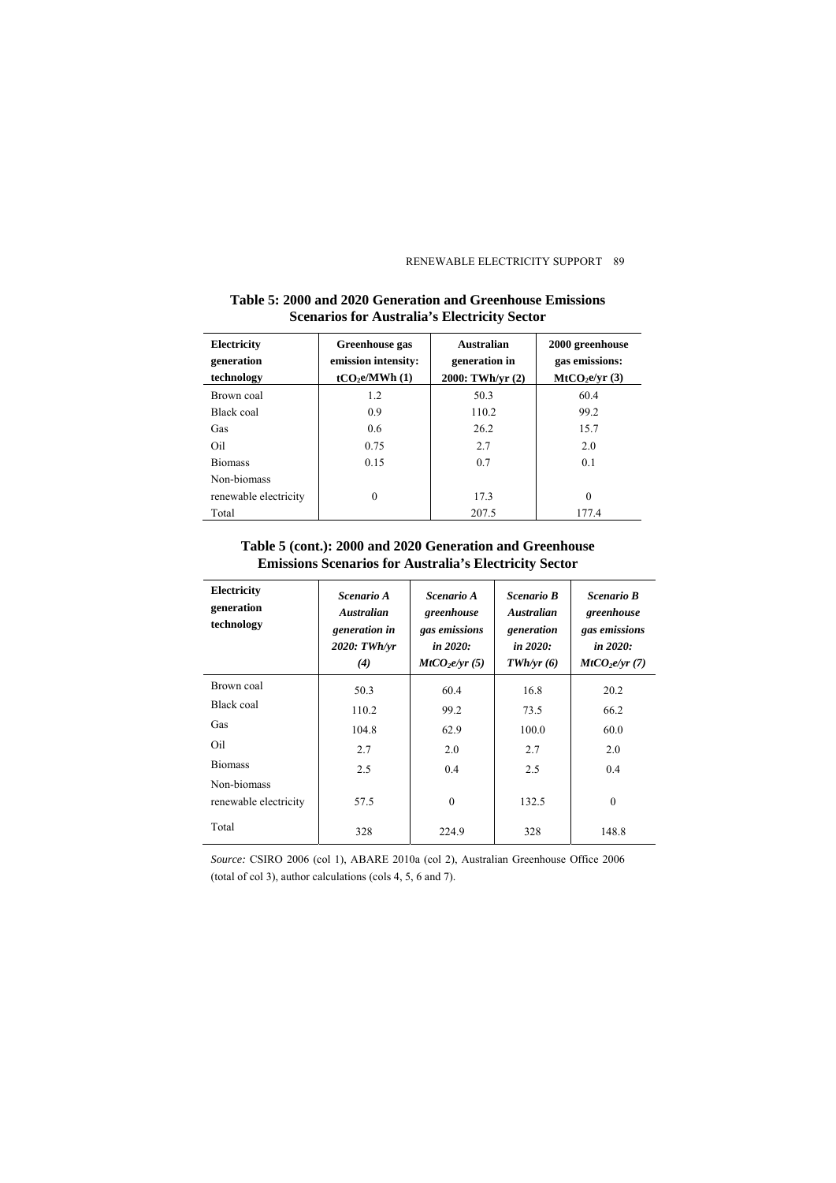**Table 5: 2000 and 2020 Generation and Greenhouse Emissions Scenarios for Australia's Electricity Sector**

| Electricity generation technology | Greenhouse gas emission intensity: $tCO_2e/MWh$ (1) | Australian generation in 2000: TWh/yr (2) | 2000 greenhouse gas emissions: $MtCO_2e/yr$ (3) |
|---|---|---|---|
| Brown coal | 1.2 | 50.3 | 60.4 |
| Black coal | 0.9 | 110.2 | 99.2 |
| Gas | 0.6 | 26.2 | 15.7 |
| Oil | 0.75 | 2.7 | 2.0 |
| Biomass | 0.15 | 0.7 | 0.1 |
| Non-biomass renewable electricity | 0 | 17.3 | 0 |
| Total | | 207.5 | 177.4 |

**Table 5 (cont.): 2000 and 2020 Generation and Greenhouse Emissions Scenarios for Australia's Electricity Sector**

| Electricity generation technology | *Scenario A Australian generation in 2020: TWh/yr (4)* | *Scenario A greenhouse gas emissions in 2020: $MtCO_2e/yr$ (5)* | *Scenario B Australian generation in 2020: TWh/yr (6)* | *Scenario B greenhouse gas emissions in 2020: $MtCO_2e/yr$ (7)* |
|---|---|---|---|---|
| Brown coal | 50.3 | 60.4 | 16.8 | 20.2 |
| Black coal | 110.2 | 99.2 | 73.5 | 66.2 |
| Gas | 104.8 | 62.9 | 100.0 | 60.0 |
| Oil | 2.7 | 2.0 | 2.7 | 2.0 |
| Biomass | 2.5 | 0.4 | 2.5 | 0.4 |
| Non-biomass renewable electricity | 57.5 | 0 | 132.5 | 0 |
| Total | 328 | 224.9 | 328 | 148.8 |

*Source:* CSIRO 2006 (col 1), ABARE 2010a (col 2), Australian Greenhouse Office 2006 (total of col 3), author calculations (cols 4, 5, 6 and 7).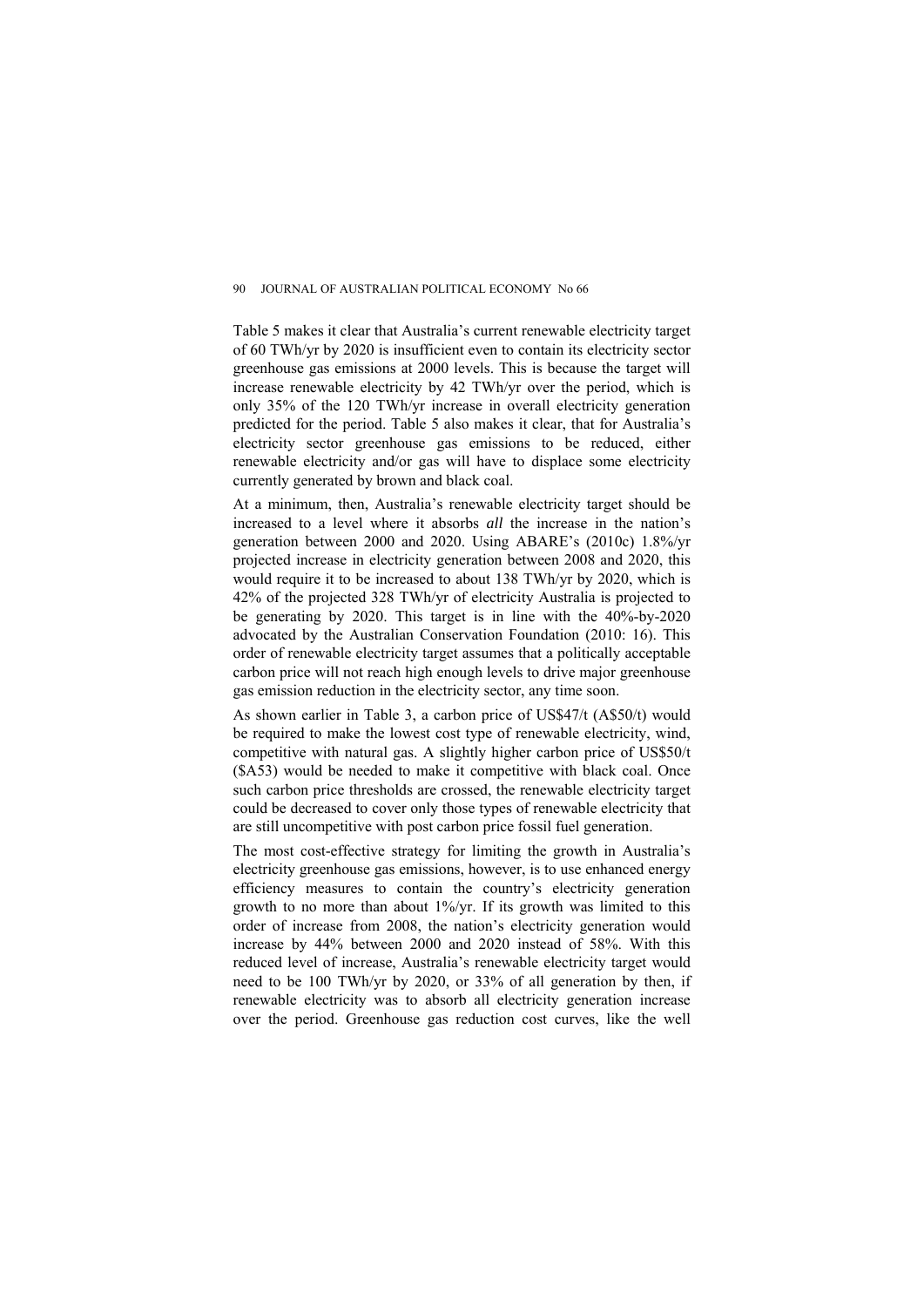Table 5 makes it clear that Australia's current renewable electricity target of 60 TWh/yr by 2020 is insufficient even to contain its electricity sector greenhouse gas emissions at 2000 levels. This is because the target will increase renewable electricity by 42 TWh/yr over the period, which is only 35% of the 120 TWh/yr increase in overall electricity generation predicted for the period. Table 5 also makes it clear, that for Australia's electricity sector greenhouse gas emissions to be reduced, either renewable electricity and/or gas will have to displace some electricity currently generated by brown and black coal.

At a minimum, then, Australia's renewable electricity target should be increased to a level where it absorbs *all* the increase in the nation's generation between 2000 and 2020. Using ABARE's (2010c) 1.8%/yr projected increase in electricity generation between 2008 and 2020, this would require it to be increased to about 138 TWh/yr by 2020, which is 42% of the projected 328 TWh/yr of electricity Australia is projected to be generating by 2020. This target is in line with the 40%-by-2020 advocated by the Australian Conservation Foundation (2010: 16). This order of renewable electricity target assumes that a politically acceptable carbon price will not reach high enough levels to drive major greenhouse gas emission reduction in the electricity sector, any time soon.

As shown earlier in Table 3, a carbon price of US$47/t (A$50/t) would be required to make the lowest cost type of renewable electricity, wind, competitive with natural gas. A slightly higher carbon price of US$50/t ($A53) would be needed to make it competitive with black coal. Once such carbon price thresholds are crossed, the renewable electricity target could be decreased to cover only those types of renewable electricity that are still uncompetitive with post carbon price fossil fuel generation.

The most cost-effective strategy for limiting the growth in Australia's electricity greenhouse gas emissions, however, is to use enhanced energy efficiency measures to contain the country's electricity generation growth to no more than about 1%/yr. If its growth was limited to this order of increase from 2008, the nation's electricity generation would increase by 44% between 2000 and 2020 instead of 58%. With this reduced level of increase, Australia's renewable electricity target would need to be 100 TWh/yr by 2020, or 33% of all generation by then, if renewable electricity was to absorb all electricity generation increase over the period. Greenhouse gas reduction cost curves, like the well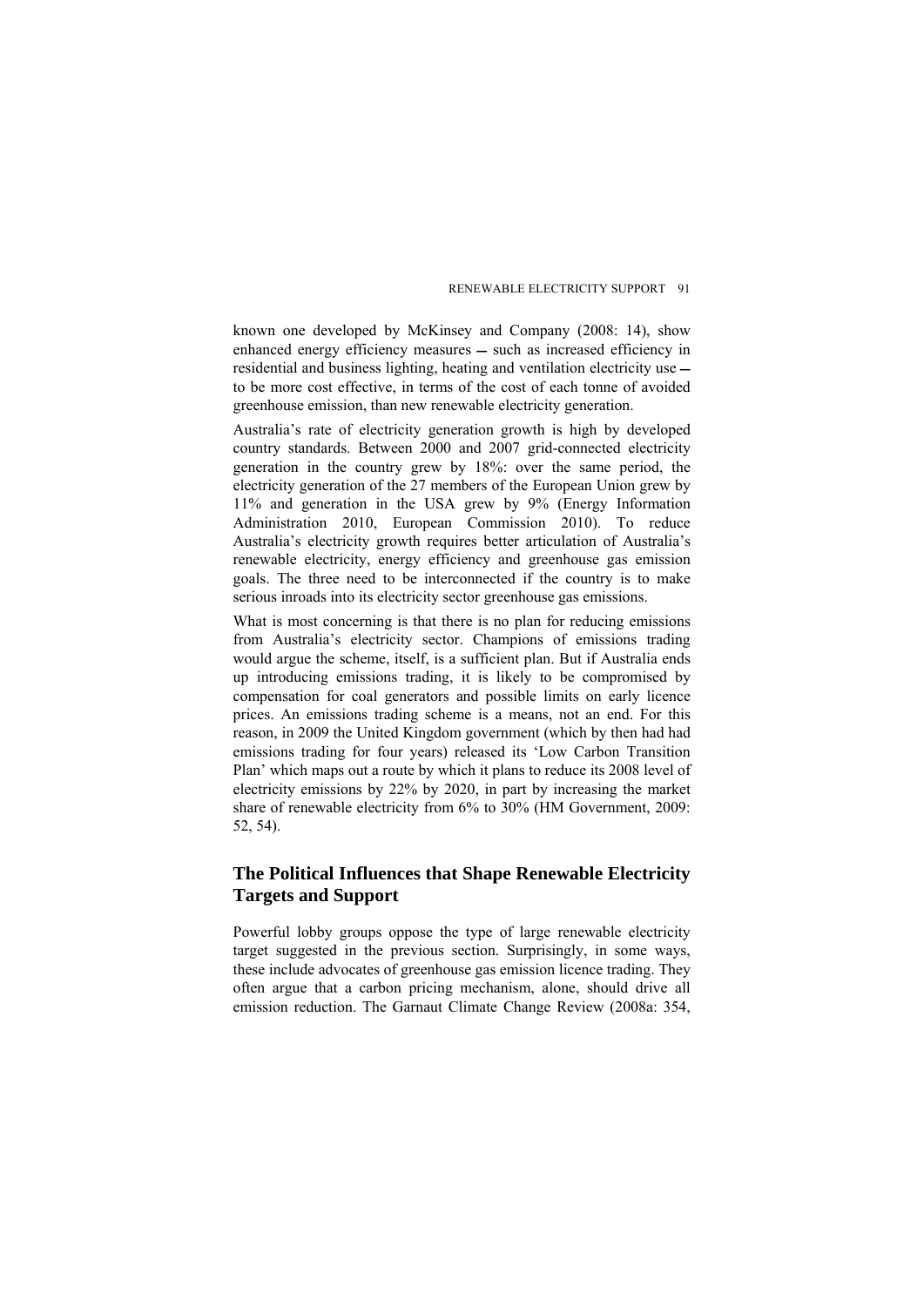known one developed by McKinsey and Company (2008: 14), show enhanced energy efficiency measures — such as increased efficiency in residential and business lighting, heating and ventilation electricity use — to be more cost effective, in terms of the cost of each tonne of avoided greenhouse emission, than new renewable electricity generation.

Australia's rate of electricity generation growth is high by developed country standards. Between 2000 and 2007 grid-connected electricity generation in the country grew by 18%: over the same period, the electricity generation of the 27 members of the European Union grew by 11% and generation in the USA grew by 9% (Energy Information Administration 2010, European Commission 2010). To reduce Australia's electricity growth requires better articulation of Australia's renewable electricity, energy efficiency and greenhouse gas emission goals. The three need to be interconnected if the country is to make serious inroads into its electricity sector greenhouse gas emissions.

What is most concerning is that there is no plan for reducing emissions from Australia's electricity sector. Champions of emissions trading would argue the scheme, itself, is a sufficient plan. But if Australia ends up introducing emissions trading, it is likely to be compromised by compensation for coal generators and possible limits on early licence prices. An emissions trading scheme is a means, not an end. For this reason, in 2009 the United Kingdom government (which by then had had emissions trading for four years) released its 'Low Carbon Transition Plan' which maps out a route by which it plans to reduce its 2008 level of electricity emissions by 22% by 2020, in part by increasing the market share of renewable electricity from 6% to 30% (HM Government, 2009: 52, 54).

## The Political Influences that Shape Renewable Electricity Targets and Support

Powerful lobby groups oppose the type of large renewable electricity target suggested in the previous section. Surprisingly, in some ways, these include advocates of greenhouse gas emission licence trading. They often argue that a carbon pricing mechanism, alone, should drive all emission reduction. The Garnaut Climate Change Review (2008a: 354,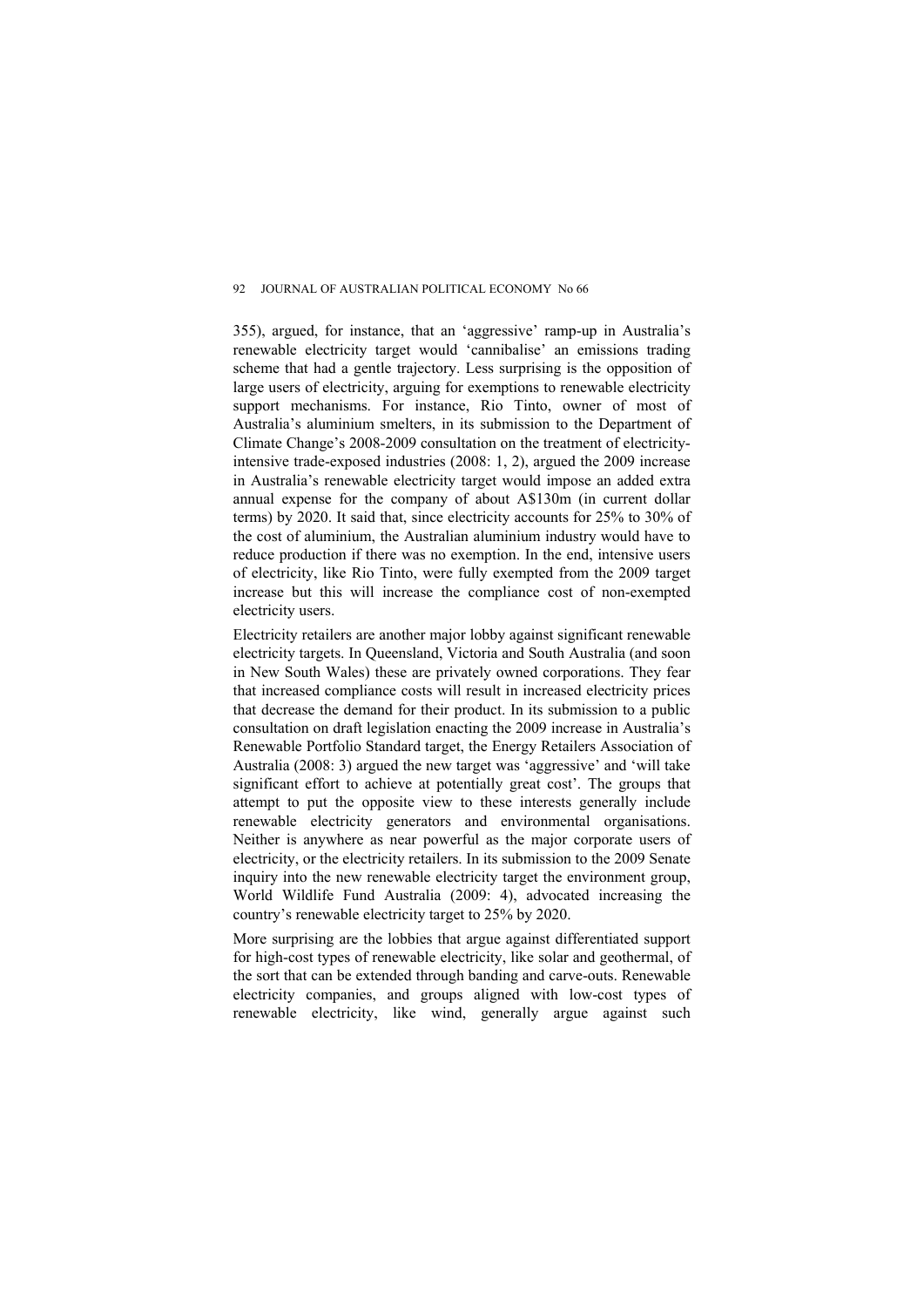355), argued, for instance, that an 'aggressive' ramp-up in Australia's renewable electricity target would 'cannibalise' an emissions trading scheme that had a gentle trajectory. Less surprising is the opposition of large users of electricity, arguing for exemptions to renewable electricity support mechanisms. For instance, Rio Tinto, owner of most of Australia's aluminium smelters, in its submission to the Department of Climate Change's 2008-2009 consultation on the treatment of electricity-intensive trade-exposed industries (2008: 1, 2), argued the 2009 increase in Australia's renewable electricity target would impose an added extra annual expense for the company of about A$130m (in current dollar terms) by 2020. It said that, since electricity accounts for 25% to 30% of the cost of aluminium, the Australian aluminium industry would have to reduce production if there was no exemption. In the end, intensive users of electricity, like Rio Tinto, were fully exempted from the 2009 target increase but this will increase the compliance cost of non-exempted electricity users.

Electricity retailers are another major lobby against significant renewable electricity targets. In Queensland, Victoria and South Australia (and soon in New South Wales) these are privately owned corporations. They fear that increased compliance costs will result in increased electricity prices that decrease the demand for their product. In its submission to a public consultation on draft legislation enacting the 2009 increase in Australia's Renewable Portfolio Standard target, the Energy Retailers Association of Australia (2008: 3) argued the new target was 'aggressive' and 'will take significant effort to achieve at potentially great cost'. The groups that attempt to put the opposite view to these interests generally include renewable electricity generators and environmental organisations. Neither is anywhere as near powerful as the major corporate users of electricity, or the electricity retailers. In its submission to the 2009 Senate inquiry into the new renewable electricity target the environment group, World Wildlife Fund Australia (2009: 4), advocated increasing the country's renewable electricity target to 25% by 2020.

More surprising are the lobbies that argue against differentiated support for high-cost types of renewable electricity, like solar and geothermal, of the sort that can be extended through banding and carve-outs. Renewable electricity companies, and groups aligned with low-cost types of renewable electricity, like wind, generally argue against such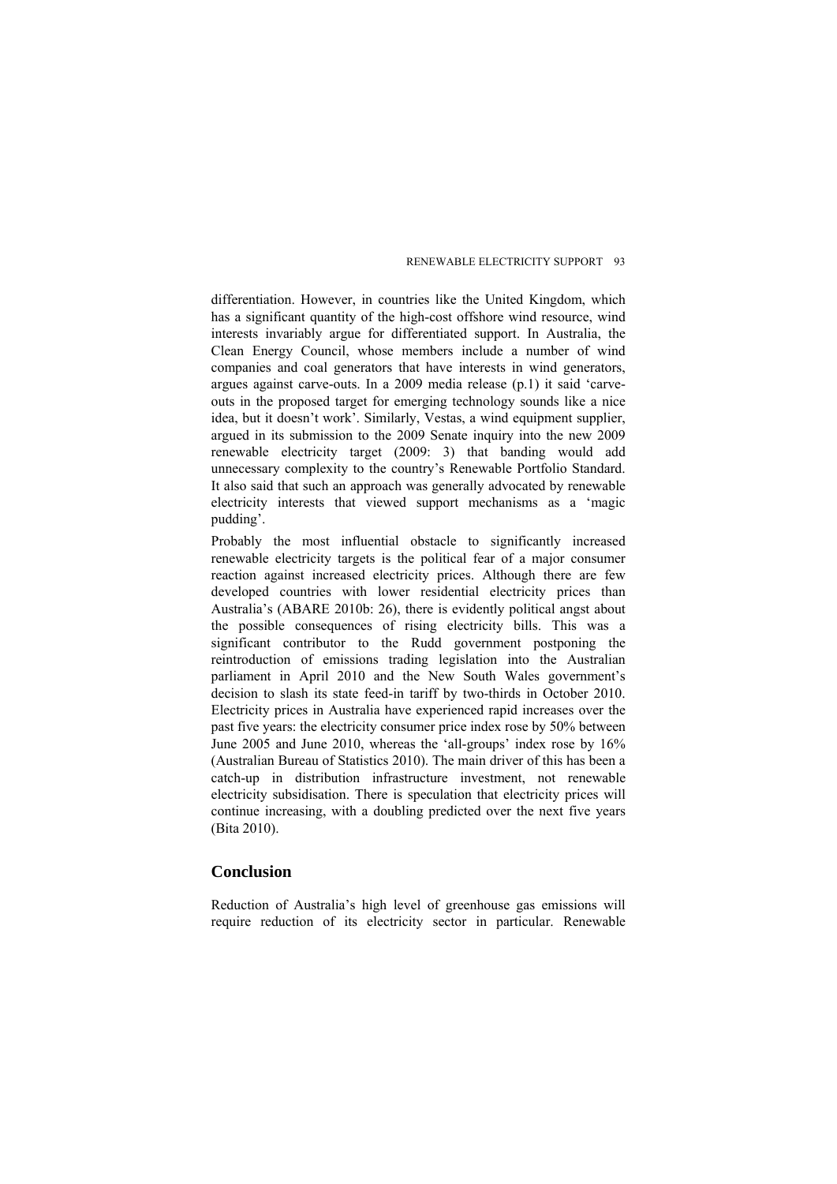differentiation. However, in countries like the United Kingdom, which has a significant quantity of the high-cost offshore wind resource, wind interests invariably argue for differentiated support. In Australia, the Clean Energy Council, whose members include a number of wind companies and coal generators that have interests in wind generators, argues against carve-outs. In a 2009 media release (p.1) it said 'carve-outs in the proposed target for emerging technology sounds like a nice idea, but it doesn't work'. Similarly, Vestas, a wind equipment supplier, argued in its submission to the 2009 Senate inquiry into the new 2009 renewable electricity target (2009: 3) that banding would add unnecessary complexity to the country's Renewable Portfolio Standard. It also said that such an approach was generally advocated by renewable electricity interests that viewed support mechanisms as a 'magic pudding'.

Probably the most influential obstacle to significantly increased renewable electricity targets is the political fear of a major consumer reaction against increased electricity prices. Although there are few developed countries with lower residential electricity prices than Australia's (ABARE 2010b: 26), there is evidently political angst about the possible consequences of rising electricity bills. This was a significant contributor to the Rudd government postponing the reintroduction of emissions trading legislation into the Australian parliament in April 2010 and the New South Wales government's decision to slash its state feed-in tariff by two-thirds in October 2010. Electricity prices in Australia have experienced rapid increases over the past five years: the electricity consumer price index rose by 50% between June 2005 and June 2010, whereas the 'all-groups' index rose by 16% (Australian Bureau of Statistics 2010). The main driver of this has been a catch-up in distribution infrastructure investment, not renewable electricity subsidisation. There is speculation that electricity prices will continue increasing, with a doubling predicted over the next five years (Bita 2010).

## Conclusion

Reduction of Australia's high level of greenhouse gas emissions will require reduction of its electricity sector in particular. Renewable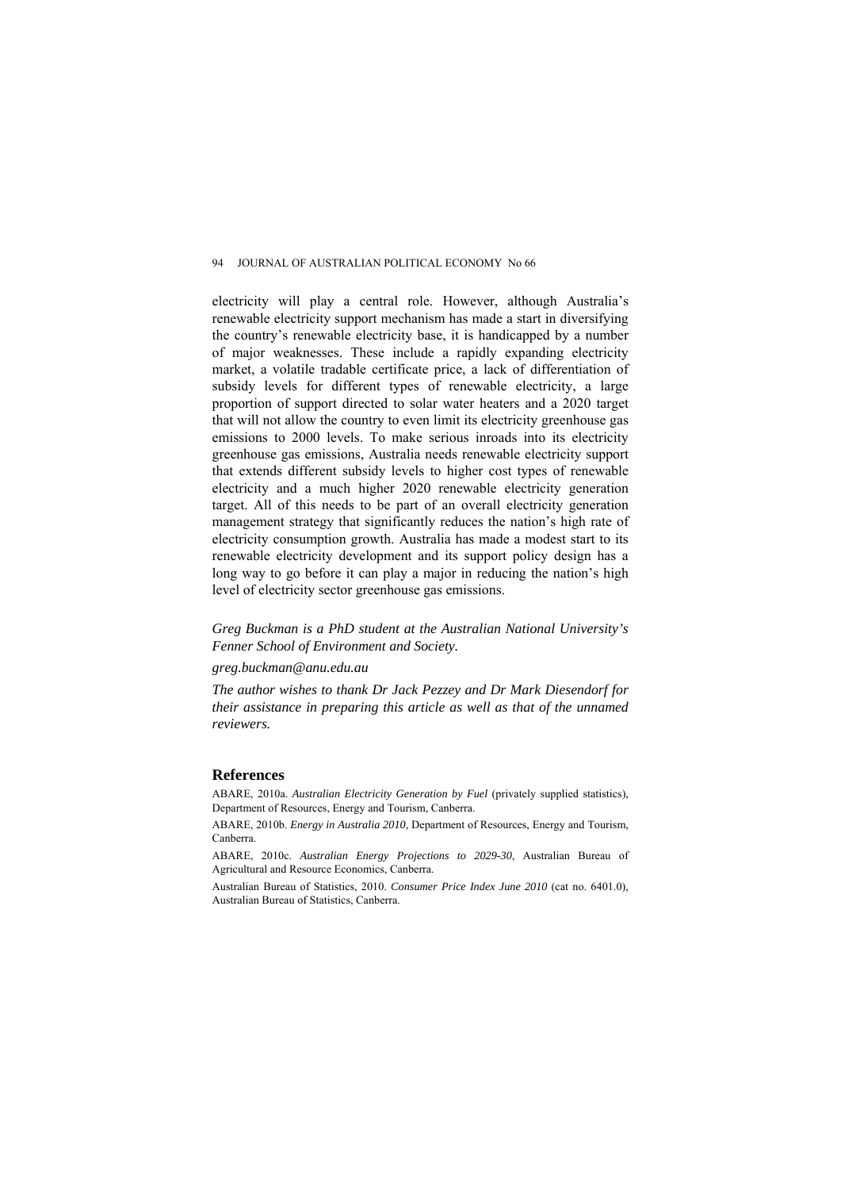electricity will play a central role. However, although Australia's renewable electricity support mechanism has made a start in diversifying the country's renewable electricity base, it is handicapped by a number of major weaknesses. These include a rapidly expanding electricity market, a volatile tradable certificate price, a lack of differentiation of subsidy levels for different types of renewable electricity, a large proportion of support directed to solar water heaters and a 2020 target that will not allow the country to even limit its electricity greenhouse gas emissions to 2000 levels. To make serious inroads into its electricity greenhouse gas emissions, Australia needs renewable electricity support that extends different subsidy levels to higher cost types of renewable electricity and a much higher 2020 renewable electricity generation target. All of this needs to be part of an overall electricity generation management strategy that significantly reduces the nation's high rate of electricity consumption growth. Australia has made a modest start to its renewable electricity development and its support policy design has a long way to go before it can play a major in reducing the nation's high level of electricity sector greenhouse gas emissions.

*Greg Buckman is a PhD student at the Australian National University's Fenner School of Environment and Society.*

*greg.buckman@anu.edu.au*

*The author wishes to thank Dr Jack Pezzey and Dr Mark Diesendorf for their assistance in preparing this article as well as that of the unnamed reviewers.*

## References

ABARE, 2010a. *Australian Electricity Generation by Fuel* (privately supplied statistics), Department of Resources, Energy and Tourism, Canberra.

ABARE, 2010b. *Energy in Australia 2010*, Department of Resources, Energy and Tourism, Canberra.

ABARE, 2010c. *Australian Energy Projections to 2029-30*, Australian Bureau of Agricultural and Resource Economics, Canberra.

Australian Bureau of Statistics, 2010. *Consumer Price Index June 2010* (cat no. 6401.0), Australian Bureau of Statistics, Canberra.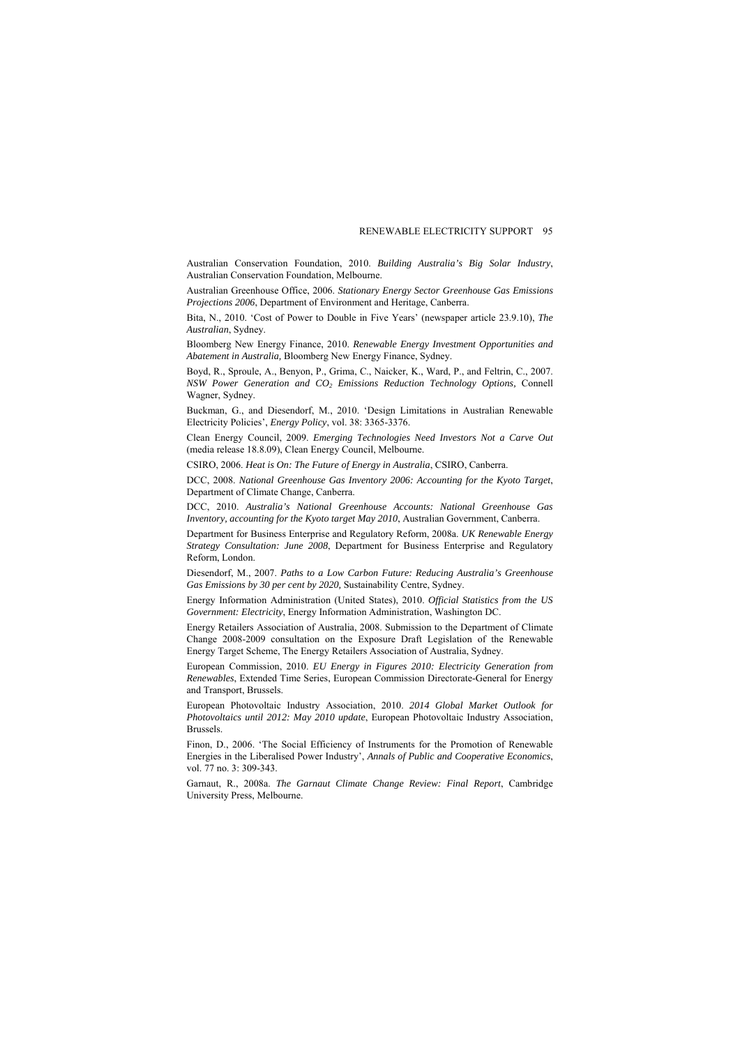Australian Conservation Foundation, 2010. *Building Australia's Big Solar Industry*, Australian Conservation Foundation, Melbourne.

Australian Greenhouse Office, 2006. *Stationary Energy Sector Greenhouse Gas Emissions Projections 2006*, Department of Environment and Heritage, Canberra.

Bita, N., 2010. 'Cost of Power to Double in Five Years' (newspaper article 23.9.10), *The Australian*, Sydney.

Bloomberg New Energy Finance, 2010. *Renewable Energy Investment Opportunities and Abatement in Australia,* Bloomberg New Energy Finance, Sydney.

Boyd, R., Sproule, A., Benyon, P., Grima, C., Naicker, K., Ward, P., and Feltrin, C., 2007. *NSW Power Generation and $CO_2$ Emissions Reduction Technology Options*, Connell Wagner, Sydney.

Buckman, G., and Diesendorf, M., 2010. 'Design Limitations in Australian Renewable Electricity Policies', *Energy Policy*, vol. 38: 3365-3376.

Clean Energy Council, 2009. *Emerging Technologies Need Investors Not a Carve Out* (media release 18.8.09), Clean Energy Council, Melbourne.

CSIRO, 2006. *Heat is On: The Future of Energy in Australia*, CSIRO, Canberra.

DCC, 2008. *National Greenhouse Gas Inventory 2006: Accounting for the Kyoto Target*, Department of Climate Change, Canberra.

DCC, 2010. *Australia's National Greenhouse Accounts: National Greenhouse Gas Inventory, accounting for the Kyoto target May 2010*, Australian Government, Canberra.

Department for Business Enterprise and Regulatory Reform, 2008a. *UK Renewable Energy Strategy Consultation: June 2008*, Department for Business Enterprise and Regulatory Reform, London.

Diesendorf, M., 2007. *Paths to a Low Carbon Future: Reducing Australia's Greenhouse Gas Emissions by 30 per cent by 2020,* Sustainability Centre, Sydney.

Energy Information Administration (United States), 2010. *Official Statistics from the US Government: Electricity*, Energy Information Administration, Washington DC.

Energy Retailers Association of Australia, 2008. Submission to the Department of Climate Change 2008-2009 consultation on the Exposure Draft Legislation of the Renewable Energy Target Scheme, The Energy Retailers Association of Australia, Sydney.

European Commission, 2010. *EU Energy in Figures 2010: Electricity Generation from Renewables*, Extended Time Series, European Commission Directorate-General for Energy and Transport, Brussels.

European Photovoltaic Industry Association, 2010. *2014 Global Market Outlook for Photovoltaics until 2012: May 2010 update*, European Photovoltaic Industry Association, Brussels.

Finon, D., 2006. 'The Social Efficiency of Instruments for the Promotion of Renewable Energies in the Liberalised Power Industry', *Annals of Public and Cooperative Economics*, vol. 77 no. 3: 309-343.

Garnaut, R., 2008a. *The Garnaut Climate Change Review: Final Report*, Cambridge University Press, Melbourne.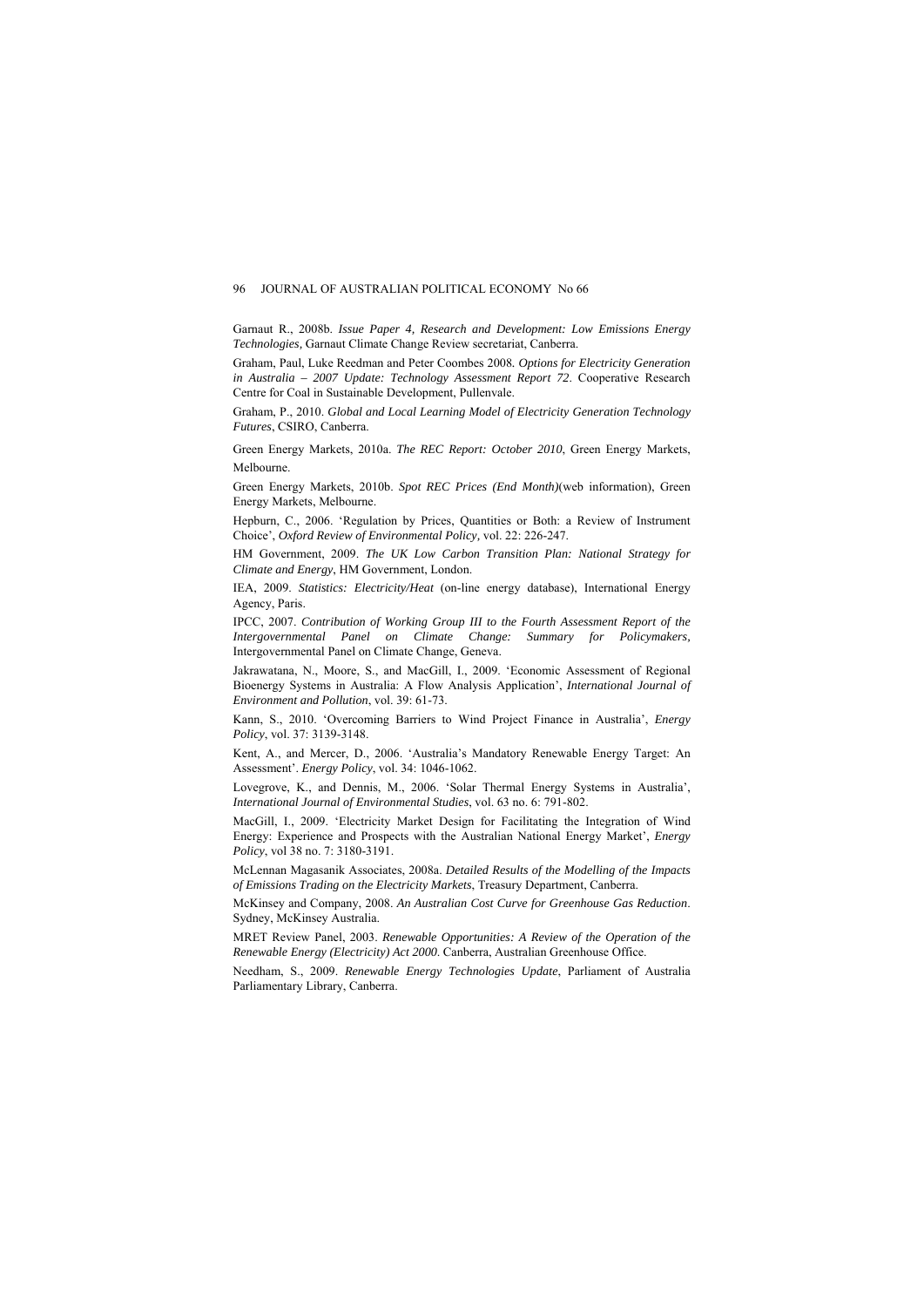Garnaut R., 2008b. *Issue Paper 4, Research and Development: Low Emissions Energy Technologies,* Garnaut Climate Change Review secretariat, Canberra.

Graham, Paul, Luke Reedman and Peter Coombes 2008. *Options for Electricity Generation in Australia – 2007 Update: Technology Assessment Report 72*. Cooperative Research Centre for Coal in Sustainable Development, Pullenvale.

Graham, P., 2010. *Global and Local Learning Model of Electricity Generation Technology Futures*, CSIRO, Canberra.

Green Energy Markets, 2010a. *The REC Report: October 2010*, Green Energy Markets, Melbourne.

Green Energy Markets, 2010b. *Spot REC Prices (End Month)*(web information), Green Energy Markets, Melbourne.

Hepburn, C., 2006. 'Regulation by Prices, Quantities or Both: a Review of Instrument Choice', *Oxford Review of Environmental Policy,* vol. 22: 226-247.

HM Government, 2009. *The UK Low Carbon Transition Plan: National Strategy for Climate and Energy*, HM Government, London.

IEA, 2009. *Statistics: Electricity/Heat* (on-line energy database), International Energy Agency, Paris.

IPCC, 2007. *Contribution of Working Group III to the Fourth Assessment Report of the Intergovernmental Panel on Climate Change: Summary for Policymakers,* Intergovernmental Panel on Climate Change, Geneva.

Jakrawatana, N., Moore, S., and MacGill, I., 2009. 'Economic Assessment of Regional Bioenergy Systems in Australia: A Flow Analysis Application', *International Journal of Environment and Pollution*, vol. 39: 61-73.

Kann, S., 2010. 'Overcoming Barriers to Wind Project Finance in Australia', *Energy Policy*, vol. 37: 3139-3148.

Kent, A., and Mercer, D., 2006. 'Australia's Mandatory Renewable Energy Target: An Assessment'. *Energy Policy*, vol. 34: 1046-1062.

Lovegrove, K., and Dennis, M., 2006. 'Solar Thermal Energy Systems in Australia', *International Journal of Environmental Studies*, vol. 63 no. 6: 791-802.

MacGill, I., 2009. 'Electricity Market Design for Facilitating the Integration of Wind Energy: Experience and Prospects with the Australian National Energy Market', *Energy Policy*, vol 38 no. 7: 3180-3191.

McLennan Magasanik Associates, 2008a. *Detailed Results of the Modelling of the Impacts of Emissions Trading on the Electricity Markets*, Treasury Department, Canberra.

McKinsey and Company, 2008. *An Australian Cost Curve for Greenhouse Gas Reduction*. Sydney, McKinsey Australia.

MRET Review Panel, 2003. *Renewable Opportunities: A Review of the Operation of the Renewable Energy (Electricity) Act 2000.* Canberra, Australian Greenhouse Office.

Needham, S., 2009. *Renewable Energy Technologies Update*, Parliament of Australia Parliamentary Library, Canberra.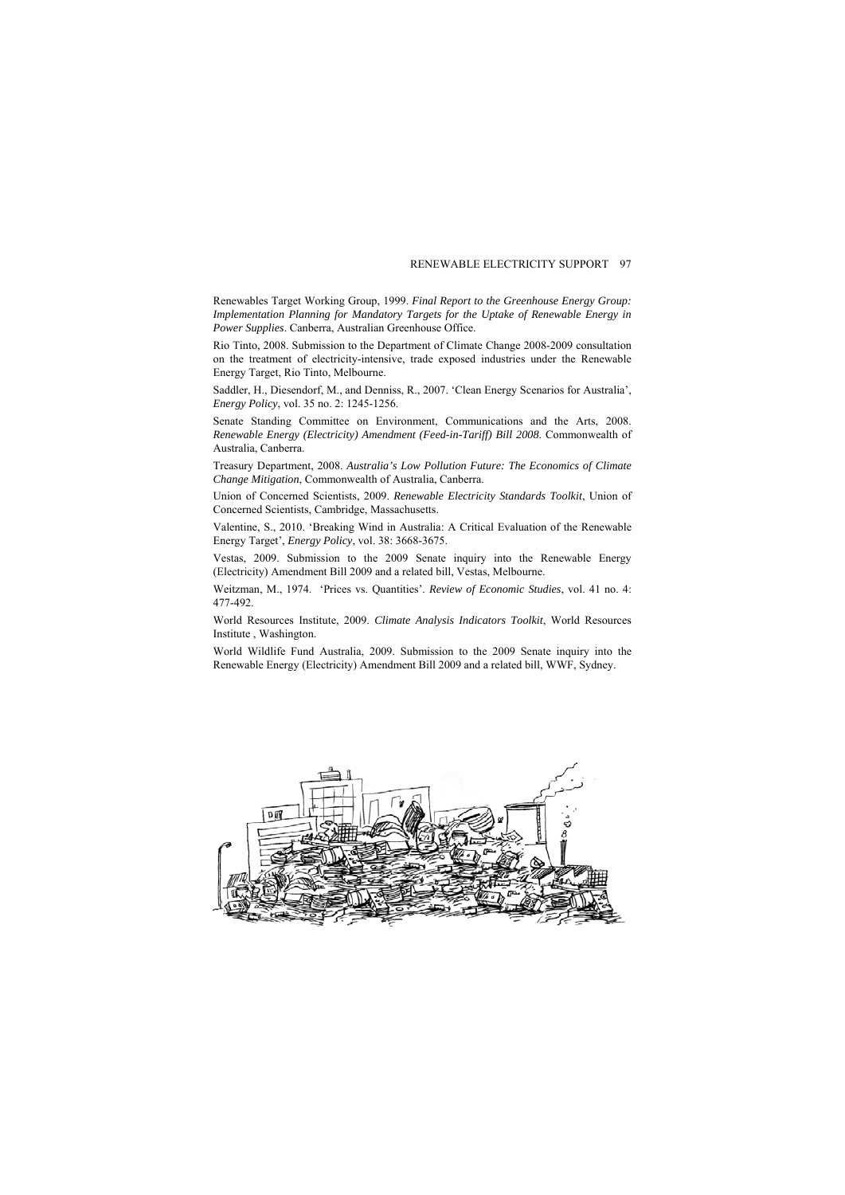Renewables Target Working Group, 1999. *Final Report to the Greenhouse Energy Group: Implementation Planning for Mandatory Targets for the Uptake of Renewable Energy in Power Supplies*. Canberra, Australian Greenhouse Office.

Rio Tinto, 2008. Submission to the Department of Climate Change 2008-2009 consultation on the treatment of electricity-intensive, trade exposed industries under the Renewable Energy Target, Rio Tinto, Melbourne.

Saddler, H., Diesendorf, M., and Denniss, R., 2007. 'Clean Energy Scenarios for Australia', *Energy Policy*, vol. 35 no. 2: 1245-1256.

Senate Standing Committee on Environment, Communications and the Arts, 2008. *Renewable Energy (Electricity) Amendment (Feed-in-Tariff) Bill 2008.* Commonwealth of Australia, Canberra.

Treasury Department, 2008. *Australia's Low Pollution Future: The Economics of Climate Change Mitigation*, Commonwealth of Australia, Canberra.

Union of Concerned Scientists, 2009. *Renewable Electricity Standards Toolkit*, Union of Concerned Scientists, Cambridge, Massachusetts.

Valentine, S., 2010. 'Breaking Wind in Australia: A Critical Evaluation of the Renewable Energy Target', *Energy Policy*, vol. 38: 3668-3675.

Vestas, 2009. Submission to the 2009 Senate inquiry into the Renewable Energy (Electricity) Amendment Bill 2009 and a related bill, Vestas, Melbourne.

Weitzman, M., 1974. 'Prices vs. Quantities'. *Review of Economic Studies*, vol. 41 no. 4: 477-492.

World Resources Institute, 2009. *Climate Analysis Indicators Toolkit*, World Resources Institute , Washington.

World Wildlife Fund Australia, 2009. Submission to the 2009 Senate inquiry into the Renewable Energy (Electricity) Amendment Bill 2009 and a related bill, WWF, Sydney.